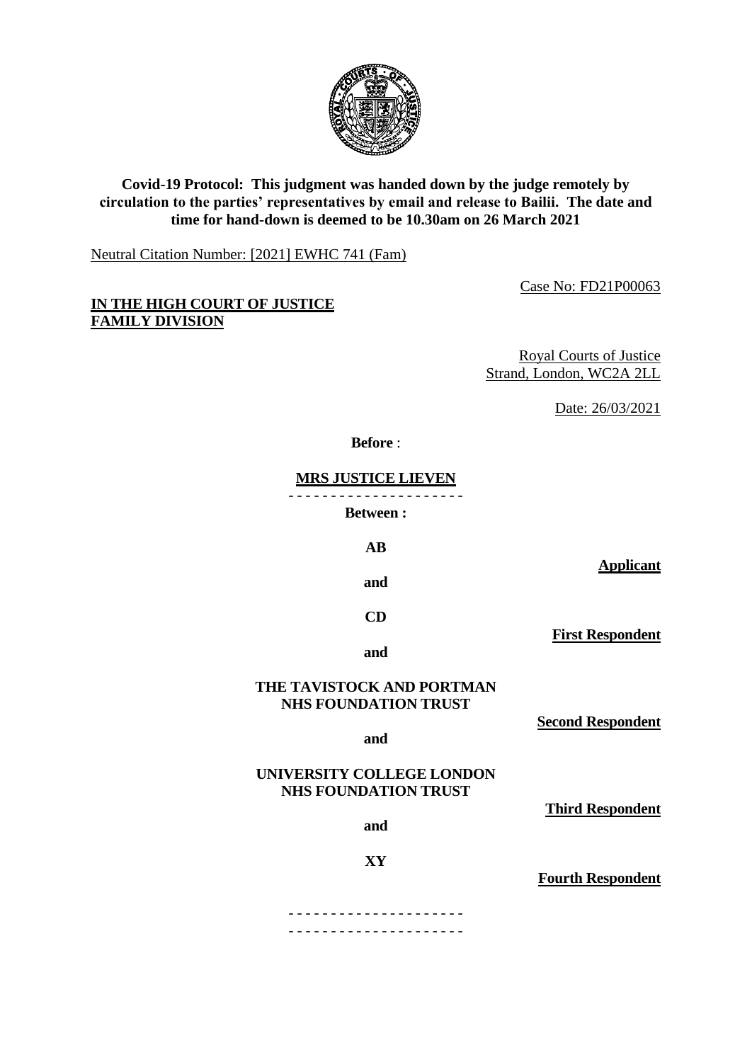**Covid-19 Protocol: This judgment was handed down by the judge remotely by circulation to the parties' representatives by email and release to Bailii. The date and time for hand-down is deemed to be 10.30am on 26 March 2021**

Neutral Citation Number: [2021] EWHC 741 (Fam)

Case No: FD21P00063

**IN THE HIGH COURT OF JUSTICE**
**FAMILY DIVISION**

Royal Courts of Justice
Strand, London, WC2A 2LL

Date: 26/03/2021

**Before** :

**MRS JUSTICE LIEVEN**

- - - - - - - - - - - - - - - - - - - - -

**Between :**

**AB** — **Applicant**

**and**

**CD** — **First Respondent**

**and**

**THE TAVISTOCK AND PORTMAN NHS FOUNDATION TRUST** — **Second Respondent**

**and**

**UNIVERSITY COLLEGE LONDON NHS FOUNDATION TRUST** — **Third Respondent**

**and**

**XY** — **Fourth Respondent**

- - - - - - - - - - - - - - - - - - - - -
- - - - - - - - - - - - - - - - - - - - -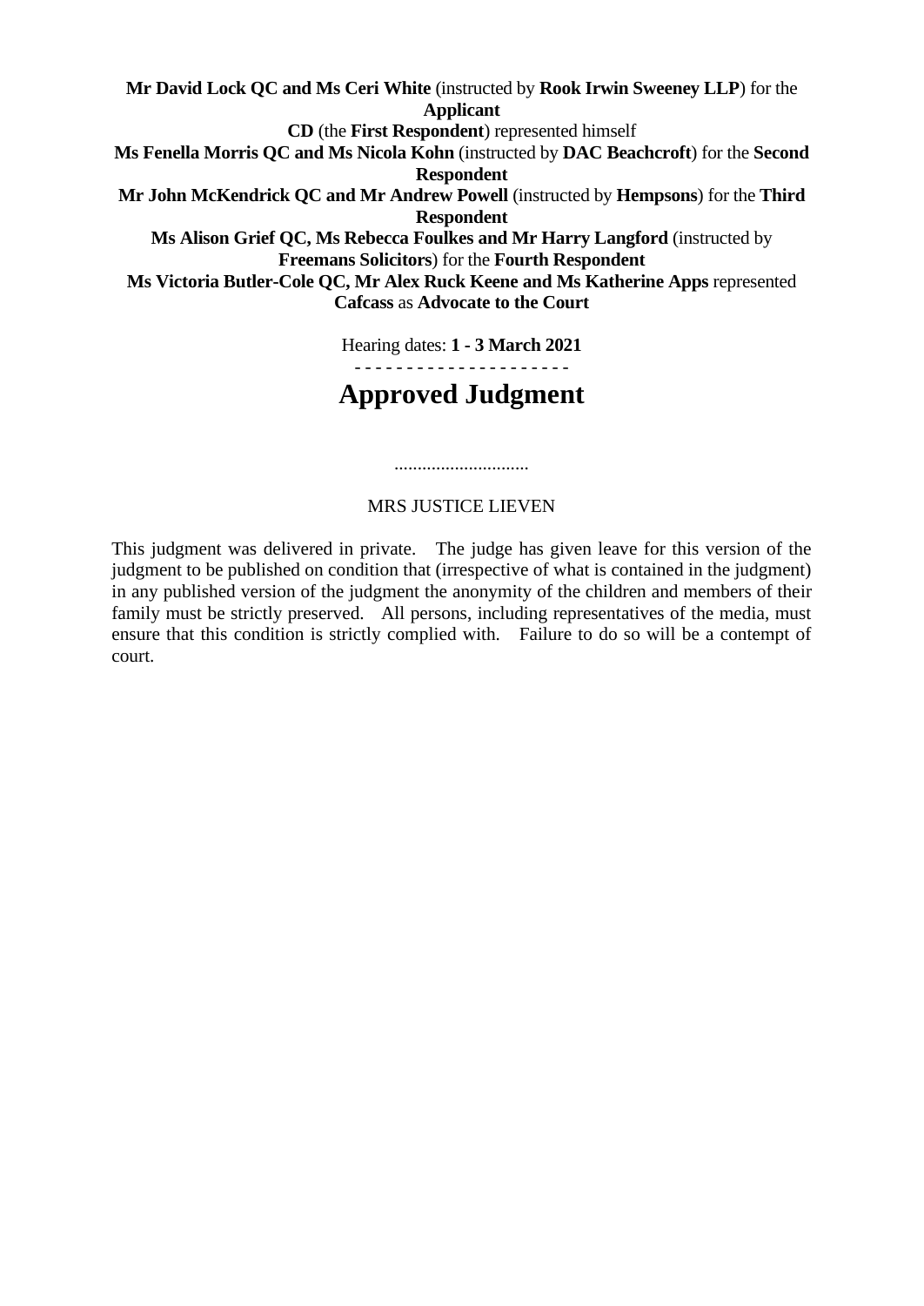**Mr David Lock QC and Ms Ceri White** (instructed by **Rook Irwin Sweeney LLP**) for the **Applicant**

**CD** (the **First Respondent**) represented himself

**Ms Fenella Morris QC and Ms Nicola Kohn** (instructed by **DAC Beachcroft**) for the **Second Respondent**

**Mr John McKendrick QC and Mr Andrew Powell** (instructed by **Hempsons**) for the **Third Respondent**

**Ms Alison Grief QC, Ms Rebecca Foulkes and Mr Harry Langford** (instructed by **Freemans Solicitors**) for the **Fourth Respondent**

**Ms Victoria Butler-Cole QC, Mr Alex Ruck Keene and Ms Katherine Apps** represented **Cafcass** as **Advocate to the Court**

Hearing dates: **1 - 3 March 2021**

- - - - - - - - - - - - - - - - - - - - -

# Approved Judgment

.............................

MRS JUSTICE LIEVEN

This judgment was delivered in private. The judge has given leave for this version of the judgment to be published on condition that (irrespective of what is contained in the judgment) in any published version of the judgment the anonymity of the children and members of their family must be strictly preserved. All persons, including representatives of the media, must ensure that this condition is strictly complied with. Failure to do so will be a contempt of court.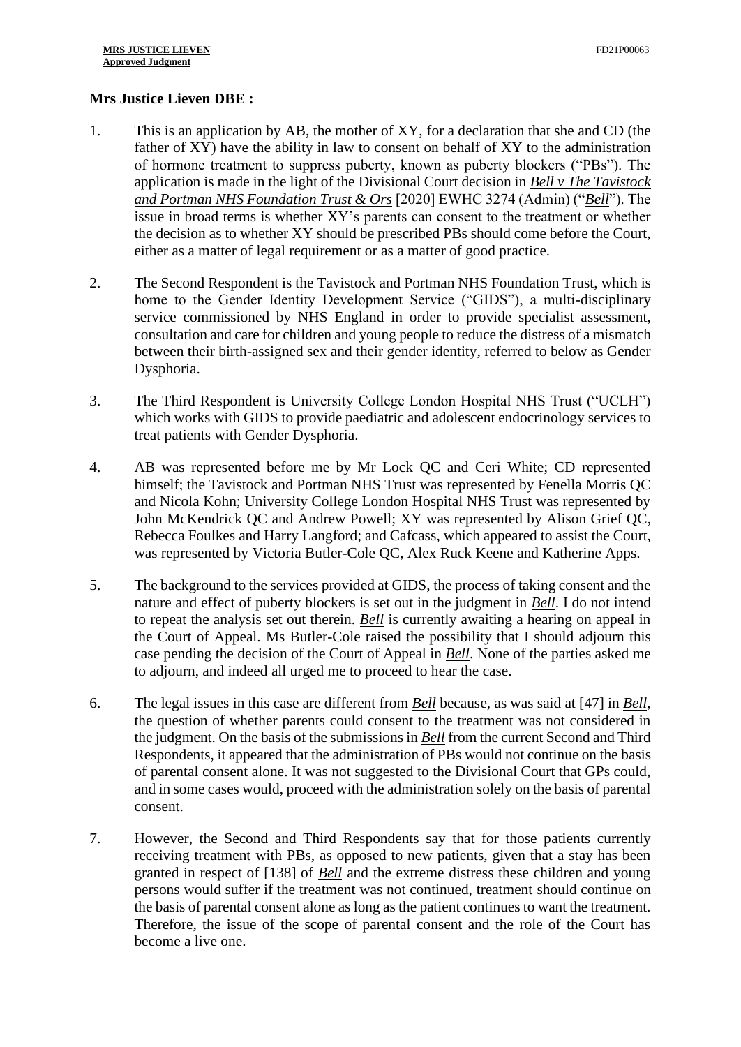**Mrs Justice Lieven DBE :**

1. This is an application by AB, the mother of XY, for a declaration that she and CD (the father of XY) have the ability in law to consent on behalf of XY to the administration of hormone treatment to suppress puberty, known as puberty blockers ("PBs"). The application is made in the light of the Divisional Court decision in ***Bell v The Tavistock and Portman NHS Foundation Trust & Ors*** [2020] EWHC 3274 (Admin) ("***Bell***"). The issue in broad terms is whether XY's parents can consent to the treatment or whether the decision as to whether XY should be prescribed PBs should come before the Court, either as a matter of legal requirement or as a matter of good practice.

2. The Second Respondent is the Tavistock and Portman NHS Foundation Trust, which is home to the Gender Identity Development Service ("GIDS"), a multi-disciplinary service commissioned by NHS England in order to provide specialist assessment, consultation and care for children and young people to reduce the distress of a mismatch between their birth-assigned sex and their gender identity, referred to below as Gender Dysphoria.

3. The Third Respondent is University College London Hospital NHS Trust ("UCLH") which works with GIDS to provide paediatric and adolescent endocrinology services to treat patients with Gender Dysphoria.

4. AB was represented before me by Mr Lock QC and Ceri White; CD represented himself; the Tavistock and Portman NHS Trust was represented by Fenella Morris QC and Nicola Kohn; University College London Hospital NHS Trust was represented by John McKendrick QC and Andrew Powell; XY was represented by Alison Grief QC, Rebecca Foulkes and Harry Langford; and Cafcass, which appeared to assist the Court, was represented by Victoria Butler-Cole QC, Alex Ruck Keene and Katherine Apps.

5. The background to the services provided at GIDS, the process of taking consent and the nature and effect of puberty blockers is set out in the judgment in ***Bell***. I do not intend to repeat the analysis set out therein. ***Bell*** is currently awaiting a hearing on appeal in the Court of Appeal. Ms Butler-Cole raised the possibility that I should adjourn this case pending the decision of the Court of Appeal in ***Bell***. None of the parties asked me to adjourn, and indeed all urged me to proceed to hear the case.

6. The legal issues in this case are different from ***Bell*** because, as was said at [47] in ***Bell***, the question of whether parents could consent to the treatment was not considered in the judgment. On the basis of the submissions in ***Bell*** from the current Second and Third Respondents, it appeared that the administration of PBs would not continue on the basis of parental consent alone. It was not suggested to the Divisional Court that GPs could, and in some cases would, proceed with the administration solely on the basis of parental consent.

7. However, the Second and Third Respondents say that for those patients currently receiving treatment with PBs, as opposed to new patients, given that a stay has been granted in respect of [138] of ***Bell*** and the extreme distress these children and young persons would suffer if the treatment was not continued, treatment should continue on the basis of parental consent alone as long as the patient continues to want the treatment. Therefore, the issue of the scope of parental consent and the role of the Court has become a live one.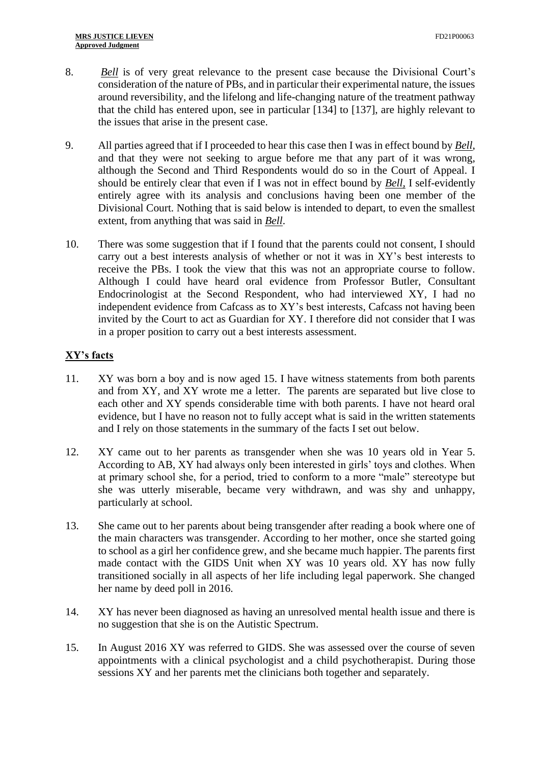8. *Bell* is of very great relevance to the present case because the Divisional Court's consideration of the nature of PBs, and in particular their experimental nature, the issues around reversibility, and the lifelong and life-changing nature of the treatment pathway that the child has entered upon, see in particular [134] to [137], are highly relevant to the issues that arise in the present case.

9. All parties agreed that if I proceeded to hear this case then I was in effect bound by *Bell*, and that they were not seeking to argue before me that any part of it was wrong, although the Second and Third Respondents would do so in the Court of Appeal. I should be entirely clear that even if I was not in effect bound by *Bell,* I self-evidently entirely agree with its analysis and conclusions having been one member of the Divisional Court. Nothing that is said below is intended to depart, to even the smallest extent, from anything that was said in *Bell*.

10. There was some suggestion that if I found that the parents could not consent, I should carry out a best interests analysis of whether or not it was in XY's best interests to receive the PBs. I took the view that this was not an appropriate course to follow. Although I could have heard oral evidence from Professor Butler, Consultant Endocrinologist at the Second Respondent, who had interviewed XY, I had no independent evidence from Cafcass as to XY's best interests, Cafcass not having been invited by the Court to act as Guardian for XY. I therefore did not consider that I was in a proper position to carry out a best interests assessment.

## XY's facts

11. XY was born a boy and is now aged 15. I have witness statements from both parents and from XY, and XY wrote me a letter. The parents are separated but live close to each other and XY spends considerable time with both parents. I have not heard oral evidence, but I have no reason not to fully accept what is said in the written statements and I rely on those statements in the summary of the facts I set out below.

12. XY came out to her parents as transgender when she was 10 years old in Year 5. According to AB, XY had always only been interested in girls' toys and clothes. When at primary school she, for a period, tried to conform to a more "male" stereotype but she was utterly miserable, became very withdrawn, and was shy and unhappy, particularly at school.

13. She came out to her parents about being transgender after reading a book where one of the main characters was transgender. According to her mother, once she started going to school as a girl her confidence grew, and she became much happier. The parents first made contact with the GIDS Unit when XY was 10 years old. XY has now fully transitioned socially in all aspects of her life including legal paperwork. She changed her name by deed poll in 2016.

14. XY has never been diagnosed as having an unresolved mental health issue and there is no suggestion that she is on the Autistic Spectrum.

15. In August 2016 XY was referred to GIDS. She was assessed over the course of seven appointments with a clinical psychologist and a child psychotherapist. During those sessions XY and her parents met the clinicians both together and separately.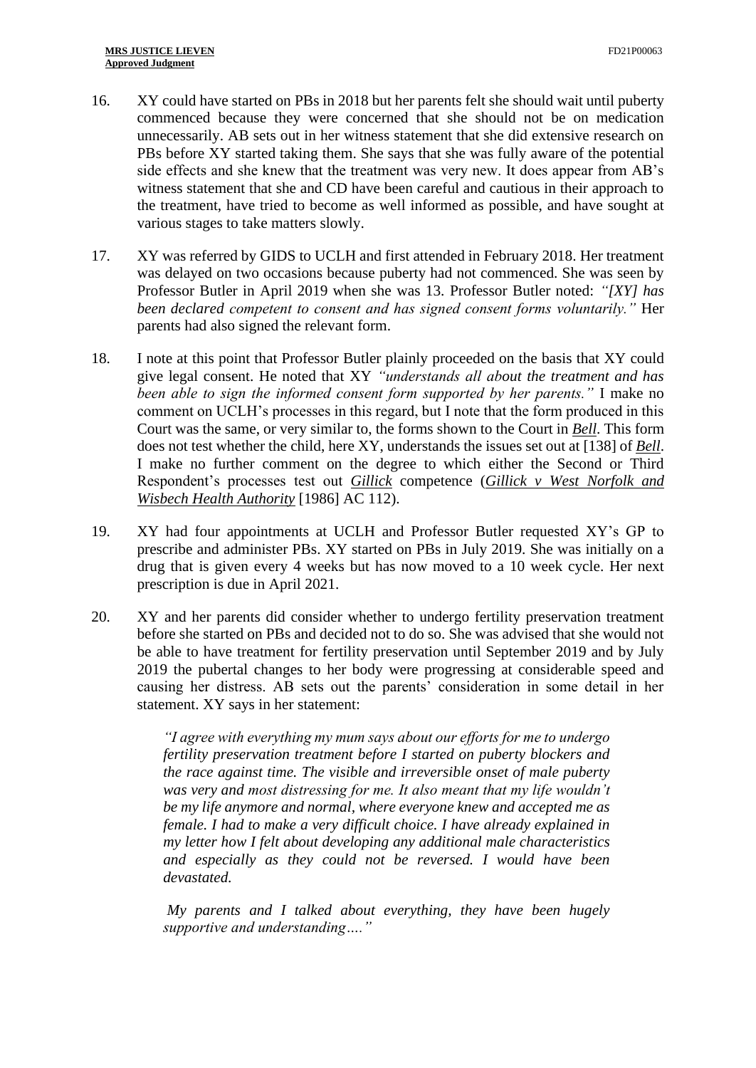16. XY could have started on PBs in 2018 but her parents felt she should wait until puberty commenced because they were concerned that she should not be on medication unnecessarily. AB sets out in her witness statement that she did extensive research on PBs before XY started taking them. She says that she was fully aware of the potential side effects and she knew that the treatment was very new. It does appear from AB's witness statement that she and CD have been careful and cautious in their approach to the treatment, have tried to become as well informed as possible, and have sought at various stages to take matters slowly.

17. XY was referred by GIDS to UCLH and first attended in February 2018. Her treatment was delayed on two occasions because puberty had not commenced. She was seen by Professor Butler in April 2019 when she was 13. Professor Butler noted: *"[XY] has been declared competent to consent and has signed consent forms voluntarily."* Her parents had also signed the relevant form.

18. I note at this point that Professor Butler plainly proceeded on the basis that XY could give legal consent. He noted that XY *"understands all about the treatment and has been able to sign the informed consent form supported by her parents."* I make no comment on UCLH's processes in this regard, but I note that the form produced in this Court was the same, or very similar to, the forms shown to the Court in ***Bell***. This form does not test whether the child, here XY, understands the issues set out at [138] of ***Bell***. I make no further comment on the degree to which either the Second or Third Respondent's processes test out ***Gillick*** competence (***Gillick v West Norfolk and Wisbech Health Authority*** [1986] AC 112).

19. XY had four appointments at UCLH and Professor Butler requested XY's GP to prescribe and administer PBs. XY started on PBs in July 2019. She was initially on a drug that is given every 4 weeks but has now moved to a 10 week cycle. Her next prescription is due in April 2021.

20. XY and her parents did consider whether to undergo fertility preservation treatment before she started on PBs and decided not to do so. She was advised that she would not be able to have treatment for fertility preservation until September 2019 and by July 2019 the pubertal changes to her body were progressing at considerable speed and causing her distress. AB sets out the parents' consideration in some detail in her statement. XY says in her statement:

> *"I agree with everything my mum says about our efforts for me to undergo fertility preservation treatment before I started on puberty blockers and the race against time. The visible and irreversible onset of male puberty was very and most distressing for me. It also meant that my life wouldn't be my life anymore and normal, where everyone knew and accepted me as female. I had to make a very difficult choice. I have already explained in my letter how I felt about developing any additional male characteristics and especially as they could not be reversed. I would have been devastated.*
>
> *My parents and I talked about everything, they have been hugely supportive and understanding…."*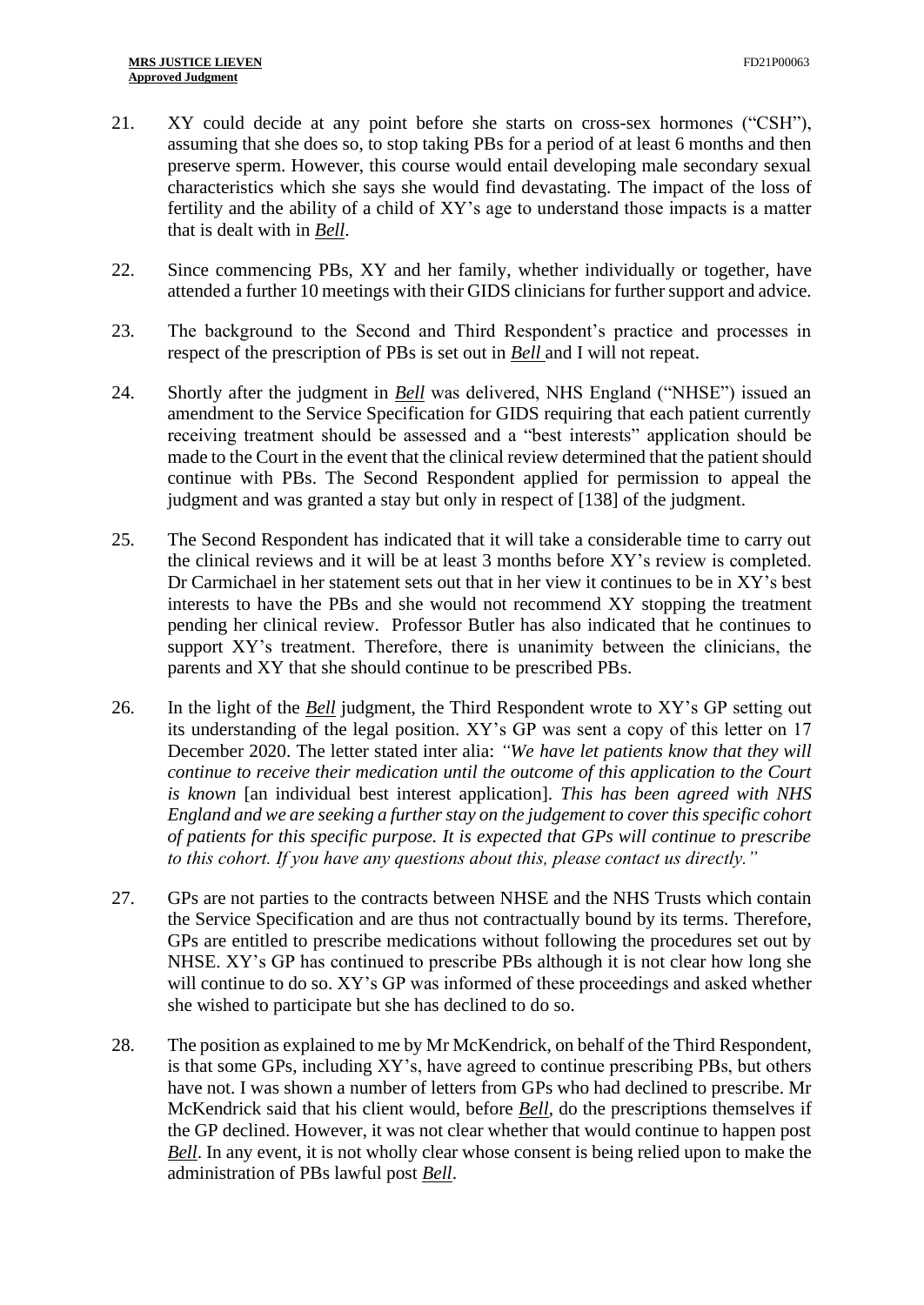21. XY could decide at any point before she starts on cross-sex hormones ("CSH"), assuming that she does so, to stop taking PBs for a period of at least 6 months and then preserve sperm. However, this course would entail developing male secondary sexual characteristics which she says she would find devastating. The impact of the loss of fertility and the ability of a child of XY's age to understand those impacts is a matter that is dealt with in ***Bell***.

22. Since commencing PBs, XY and her family, whether individually or together, have attended a further 10 meetings with their GIDS clinicians for further support and advice.

23. The background to the Second and Third Respondent's practice and processes in respect of the prescription of PBs is set out in ***Bell*** and I will not repeat.

24. Shortly after the judgment in ***Bell*** was delivered, NHS England ("NHSE") issued an amendment to the Service Specification for GIDS requiring that each patient currently receiving treatment should be assessed and a "best interests" application should be made to the Court in the event that the clinical review determined that the patient should continue with PBs. The Second Respondent applied for permission to appeal the judgment and was granted a stay but only in respect of [138] of the judgment.

25. The Second Respondent has indicated that it will take a considerable time to carry out the clinical reviews and it will be at least 3 months before XY's review is completed. Dr Carmichael in her statement sets out that in her view it continues to be in XY's best interests to have the PBs and she would not recommend XY stopping the treatment pending her clinical review. Professor Butler has also indicated that he continues to support XY's treatment. Therefore, there is unanimity between the clinicians, the parents and XY that she should continue to be prescribed PBs.

26. In the light of the ***Bell*** judgment, the Third Respondent wrote to XY's GP setting out its understanding of the legal position. XY's GP was sent a copy of this letter on 17 December 2020. The letter stated inter alia: *"We have let patients know that they will continue to receive their medication until the outcome of this application to the Court is known* [an individual best interest application]. *This has been agreed with NHS England and we are seeking a further stay on the judgement to cover this specific cohort of patients for this specific purpose. It is expected that GPs will continue to prescribe to this cohort. If you have any questions about this, please contact us directly."*

27. GPs are not parties to the contracts between NHSE and the NHS Trusts which contain the Service Specification and are thus not contractually bound by its terms. Therefore, GPs are entitled to prescribe medications without following the procedures set out by NHSE. XY's GP has continued to prescribe PBs although it is not clear how long she will continue to do so. XY's GP was informed of these proceedings and asked whether she wished to participate but she has declined to do so.

28. The position as explained to me by Mr McKendrick, on behalf of the Third Respondent, is that some GPs, including XY's, have agreed to continue prescribing PBs, but others have not. I was shown a number of letters from GPs who had declined to prescribe. Mr McKendrick said that his client would, before ***Bell***, do the prescriptions themselves if the GP declined. However, it was not clear whether that would continue to happen post ***Bell***. In any event, it is not wholly clear whose consent is being relied upon to make the administration of PBs lawful post ***Bell***.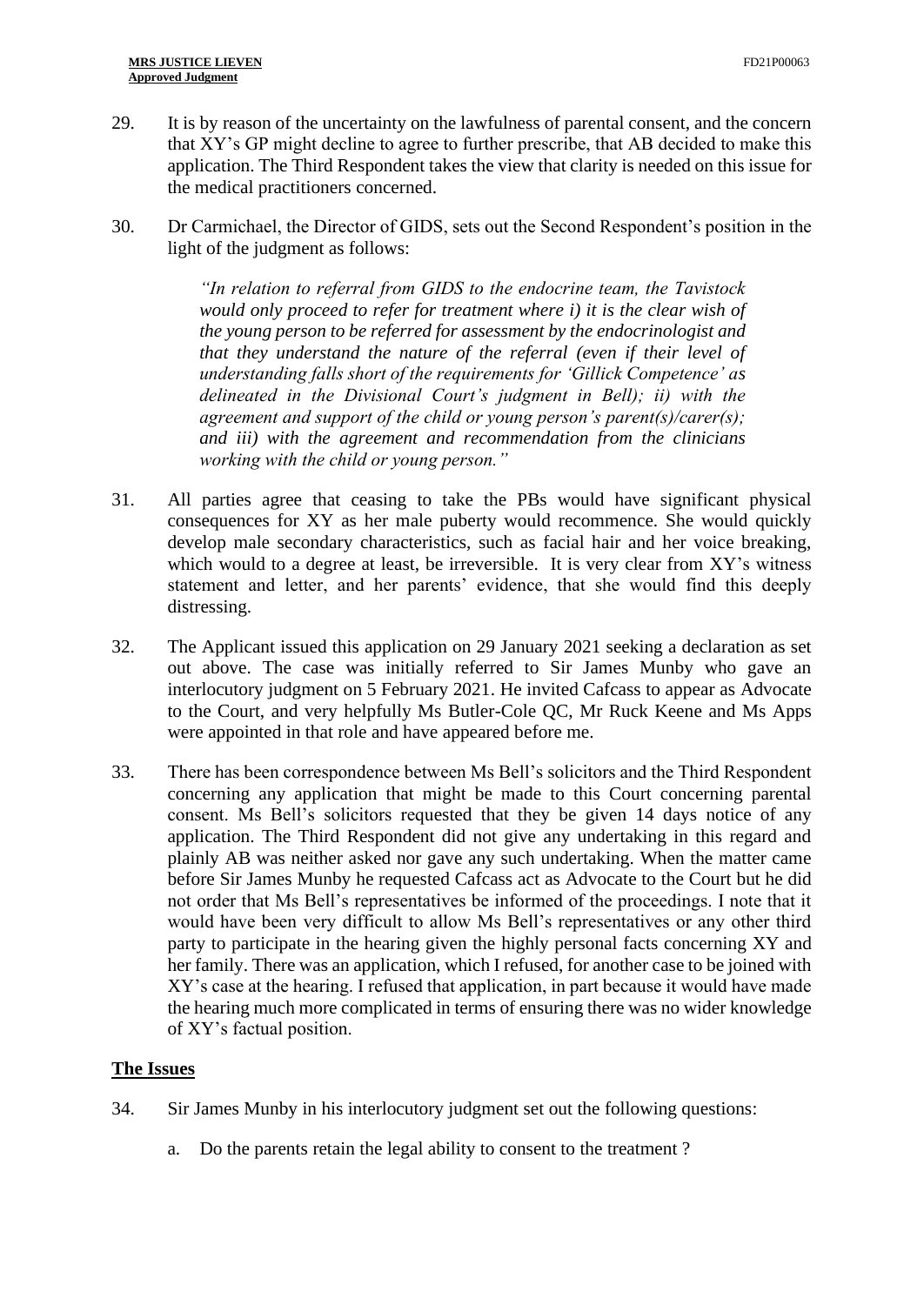29. It is by reason of the uncertainty on the lawfulness of parental consent, and the concern that XY's GP might decline to agree to further prescribe, that AB decided to make this application. The Third Respondent takes the view that clarity is needed on this issue for the medical practitioners concerned.

30. Dr Carmichael, the Director of GIDS, sets out the Second Respondent's position in the light of the judgment as follows:

> *"In relation to referral from GIDS to the endocrine team, the Tavistock would only proceed to refer for treatment where i) it is the clear wish of the young person to be referred for assessment by the endocrinologist and that they understand the nature of the referral (even if their level of understanding falls short of the requirements for 'Gillick Competence' as delineated in the Divisional Court's judgment in Bell); ii) with the agreement and support of the child or young person's parent(s)/carer(s); and iii) with the agreement and recommendation from the clinicians working with the child or young person."*

31. All parties agree that ceasing to take the PBs would have significant physical consequences for XY as her male puberty would recommence. She would quickly develop male secondary characteristics, such as facial hair and her voice breaking, which would to a degree at least, be irreversible. It is very clear from XY's witness statement and letter, and her parents' evidence, that she would find this deeply distressing.

32. The Applicant issued this application on 29 January 2021 seeking a declaration as set out above. The case was initially referred to Sir James Munby who gave an interlocutory judgment on 5 February 2021. He invited Cafcass to appear as Advocate to the Court, and very helpfully Ms Butler-Cole QC, Mr Ruck Keene and Ms Apps were appointed in that role and have appeared before me.

33. There has been correspondence between Ms Bell's solicitors and the Third Respondent concerning any application that might be made to this Court concerning parental consent. Ms Bell's solicitors requested that they be given 14 days notice of any application. The Third Respondent did not give any undertaking in this regard and plainly AB was neither asked nor gave any such undertaking. When the matter came before Sir James Munby he requested Cafcass act as Advocate to the Court but he did not order that Ms Bell's representatives be informed of the proceedings. I note that it would have been very difficult to allow Ms Bell's representatives or any other third party to participate in the hearing given the highly personal facts concerning XY and her family. There was an application, which I refused, for another case to be joined with XY's case at the hearing. I refused that application, in part because it would have made the hearing much more complicated in terms of ensuring there was no wider knowledge of XY's factual position.

## The Issues

34. Sir James Munby in his interlocutory judgment set out the following questions:

    a. Do the parents retain the legal ability to consent to the treatment ?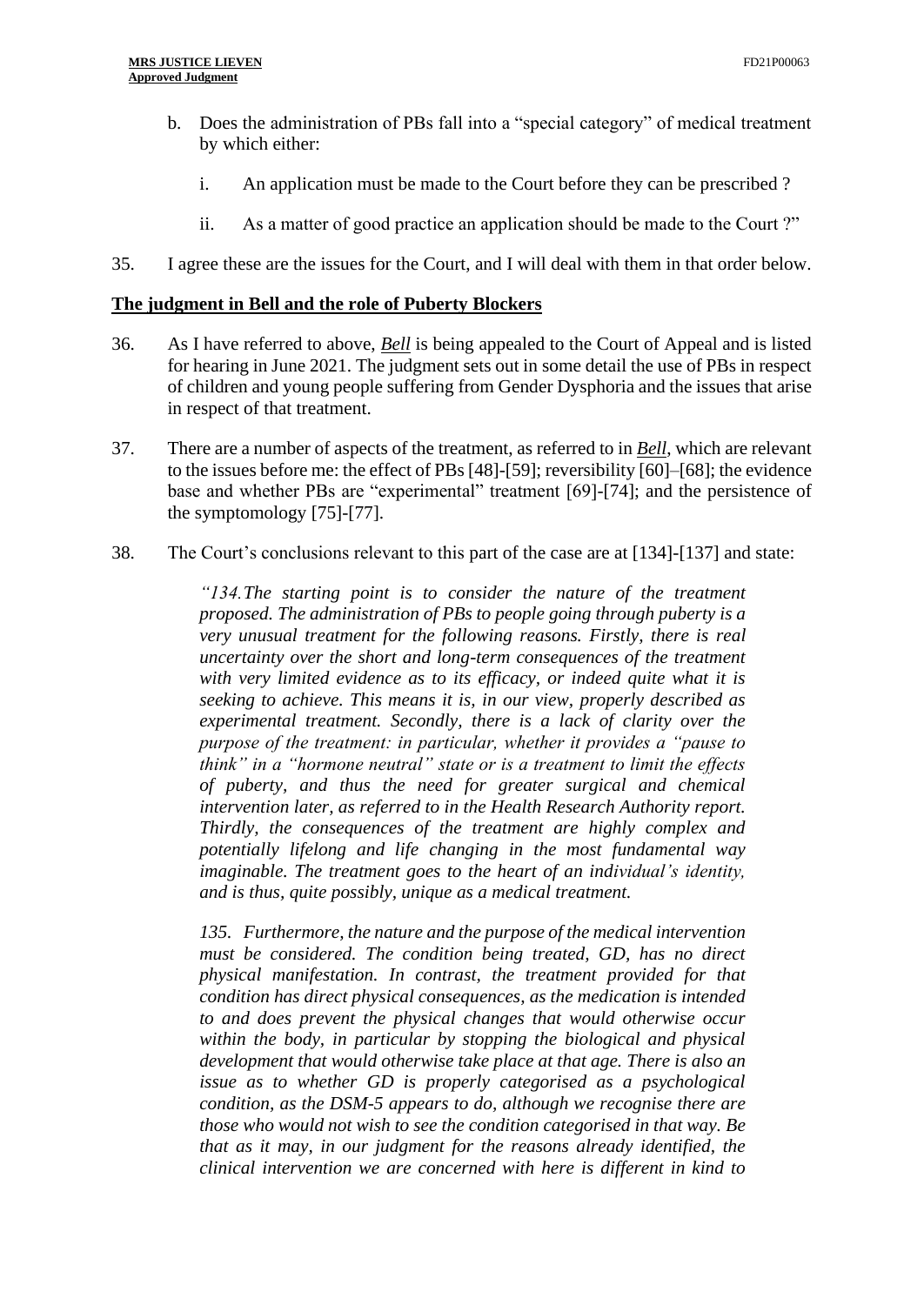b. Does the administration of PBs fall into a "special category" of medical treatment by which either:

   i. An application must be made to the Court before they can be prescribed ?

   ii. As a matter of good practice an application should be made to the Court ?"

35. I agree these are the issues for the Court, and I will deal with them in that order below.

## The judgment in Bell and the role of Puberty Blockers

36. As I have referred to above, ***Bell*** is being appealed to the Court of Appeal and is listed for hearing in June 2021. The judgment sets out in some detail the use of PBs in respect of children and young people suffering from Gender Dysphoria and the issues that arise in respect of that treatment.

37. There are a number of aspects of the treatment, as referred to in ***Bell***, which are relevant to the issues before me: the effect of PBs [48]-[59]; reversibility [60]–[68]; the evidence base and whether PBs are "experimental" treatment [69]-[74]; and the persistence of the symptomology [75]-[77].

38. The Court's conclusions relevant to this part of the case are at [134]-[137] and state:

> *"134. The starting point is to consider the nature of the treatment proposed. The administration of PBs to people going through puberty is a very unusual treatment for the following reasons. Firstly, there is real uncertainty over the short and long-term consequences of the treatment with very limited evidence as to its efficacy, or indeed quite what it is seeking to achieve. This means it is, in our view, properly described as experimental treatment. Secondly, there is a lack of clarity over the purpose of the treatment: in particular, whether it provides a "pause to think" in a "hormone neutral" state or is a treatment to limit the effects of puberty, and thus the need for greater surgical and chemical intervention later, as referred to in the Health Research Authority report. Thirdly, the consequences of the treatment are highly complex and potentially lifelong and life changing in the most fundamental way imaginable. The treatment goes to the heart of an individual's identity, and is thus, quite possibly, unique as a medical treatment.*
>
> *135. Furthermore, the nature and the purpose of the medical intervention must be considered. The condition being treated, GD, has no direct physical manifestation. In contrast, the treatment provided for that condition has direct physical consequences, as the medication is intended to and does prevent the physical changes that would otherwise occur within the body, in particular by stopping the biological and physical development that would otherwise take place at that age. There is also an issue as to whether GD is properly categorised as a psychological condition, as the DSM-5 appears to do, although we recognise there are those who would not wish to see the condition categorised in that way. Be that as it may, in our judgment for the reasons already identified, the clinical intervention we are concerned with here is different in kind to*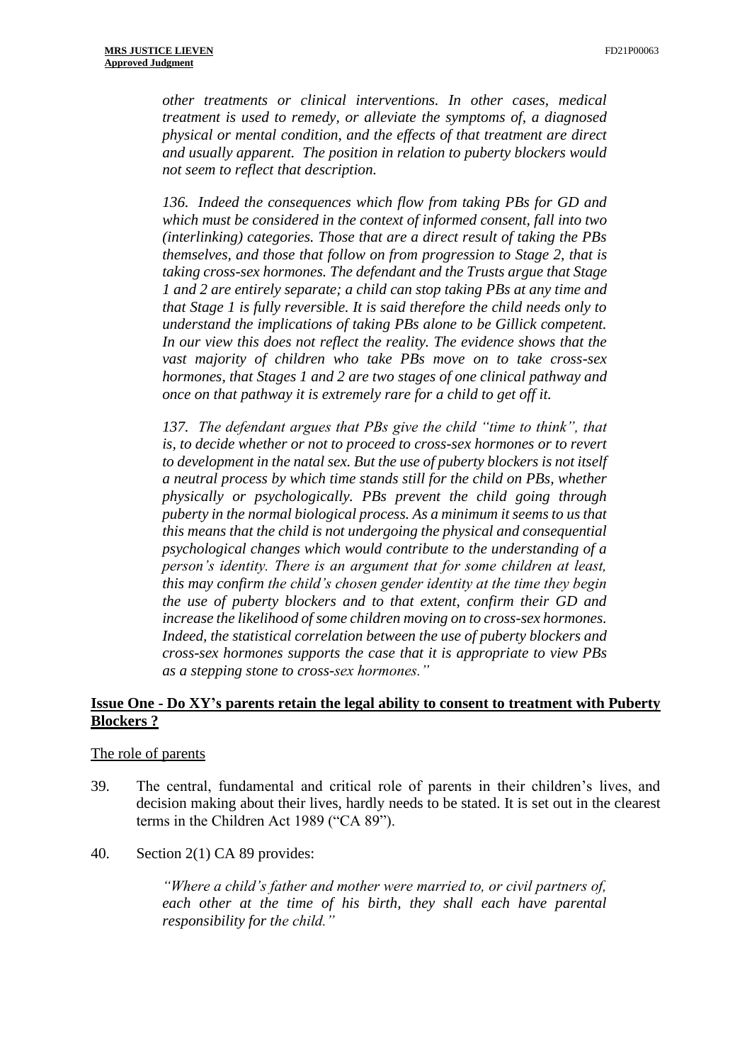> *other treatments or clinical interventions. In other cases, medical treatment is used to remedy, or alleviate the symptoms of, a diagnosed physical or mental condition, and the effects of that treatment are direct and usually apparent. The position in relation to puberty blockers would not seem to reflect that description.*
>
> *136. Indeed the consequences which flow from taking PBs for GD and which must be considered in the context of informed consent, fall into two (interlinking) categories. Those that are a direct result of taking the PBs themselves, and those that follow on from progression to Stage 2, that is taking cross-sex hormones. The defendant and the Trusts argue that Stage 1 and 2 are entirely separate; a child can stop taking PBs at any time and that Stage 1 is fully reversible. It is said therefore the child needs only to understand the implications of taking PBs alone to be Gillick competent. In our view this does not reflect the reality. The evidence shows that the vast majority of children who take PBs move on to take cross-sex hormones, that Stages 1 and 2 are two stages of one clinical pathway and once on that pathway it is extremely rare for a child to get off it.*
>
> *137. The defendant argues that PBs give the child "time to think", that is, to decide whether or not to proceed to cross-sex hormones or to revert to development in the natal sex. But the use of puberty blockers is not itself a neutral process by which time stands still for the child on PBs, whether physically or psychologically. PBs prevent the child going through puberty in the normal biological process. As a minimum it seems to us that this means that the child is not undergoing the physical and consequential psychological changes which would contribute to the understanding of a person's identity. There is an argument that for some children at least, this may confirm the child's chosen gender identity at the time they begin the use of puberty blockers and to that extent, confirm their GD and increase the likelihood of some children moving on to cross-sex hormones. Indeed, the statistical correlation between the use of puberty blockers and cross-sex hormones supports the case that it is appropriate to view PBs as a stepping stone to cross-sex hormones."*

## **Issue One - Do XY's parents retain the legal ability to consent to treatment with Puberty Blockers ?**

The role of parents

39. The central, fundamental and critical role of parents in their children's lives, and decision making about their lives, hardly needs to be stated. It is set out in the clearest terms in the Children Act 1989 ("CA 89").

40. Section 2(1) CA 89 provides:

> *"Where a child's father and mother were married to, or civil partners of, each other at the time of his birth, they shall each have parental responsibility for the child."*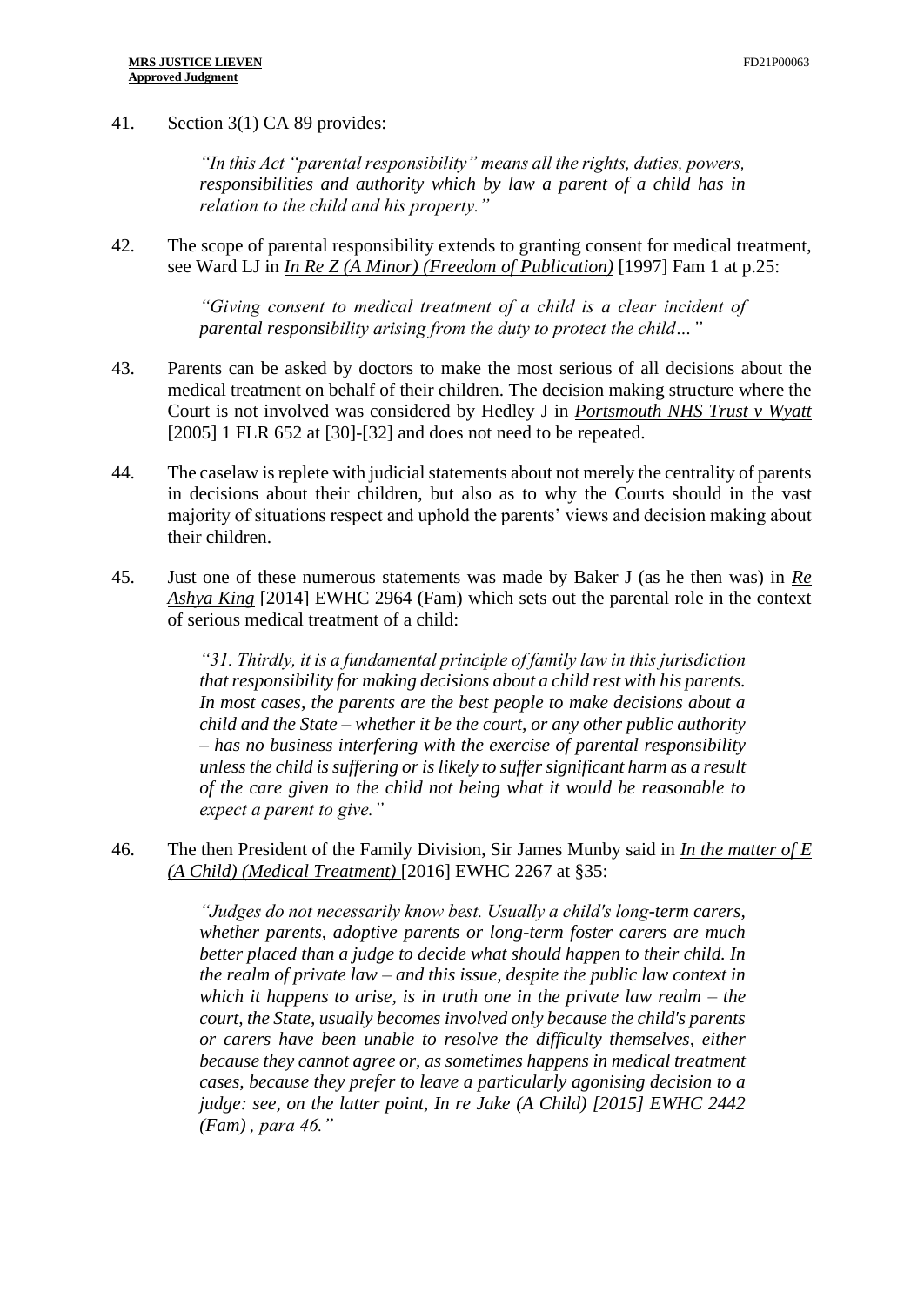41. Section 3(1) CA 89 provides:

> *"In this Act "parental responsibility" means all the rights, duties, powers, responsibilities and authority which by law a parent of a child has in relation to the child and his property."*

42. The scope of parental responsibility extends to granting consent for medical treatment, see Ward LJ in *In Re Z (A Minor) (Freedom of Publication)* [1997] Fam 1 at p.25:

> *"Giving consent to medical treatment of a child is a clear incident of parental responsibility arising from the duty to protect the child…"*

43. Parents can be asked by doctors to make the most serious of all decisions about the medical treatment on behalf of their children. The decision making structure where the Court is not involved was considered by Hedley J in *Portsmouth NHS Trust v Wyatt* [2005] 1 FLR 652 at [30]-[32] and does not need to be repeated.

44. The caselaw is replete with judicial statements about not merely the centrality of parents in decisions about their children, but also as to why the Courts should in the vast majority of situations respect and uphold the parents' views and decision making about their children.

45. Just one of these numerous statements was made by Baker J (as he then was) in *Re Ashya King* [2014] EWHC 2964 (Fam) which sets out the parental role in the context of serious medical treatment of a child:

> *"31. Thirdly, it is a fundamental principle of family law in this jurisdiction that responsibility for making decisions about a child rest with his parents. In most cases, the parents are the best people to make decisions about a child and the State – whether it be the court, or any other public authority – has no business interfering with the exercise of parental responsibility unless the child is suffering or is likely to suffer significant harm as a result of the care given to the child not being what it would be reasonable to expect a parent to give."*

46. The then President of the Family Division, Sir James Munby said in *In the matter of E (A Child) (Medical Treatment)* [2016] EWHC 2267 at §35:

> *"Judges do not necessarily know best. Usually a child's long-term carers, whether parents, adoptive parents or long-term foster carers are much better placed than a judge to decide what should happen to their child. In the realm of private law – and this issue, despite the public law context in which it happens to arise, is in truth one in the private law realm – the court, the State, usually becomes involved only because the child's parents or carers have been unable to resolve the difficulty themselves, either because they cannot agree or, as sometimes happens in medical treatment cases, because they prefer to leave a particularly agonising decision to a judge: see, on the latter point, In re Jake (A Child) [2015] EWHC 2442 (Fam) , para 46."*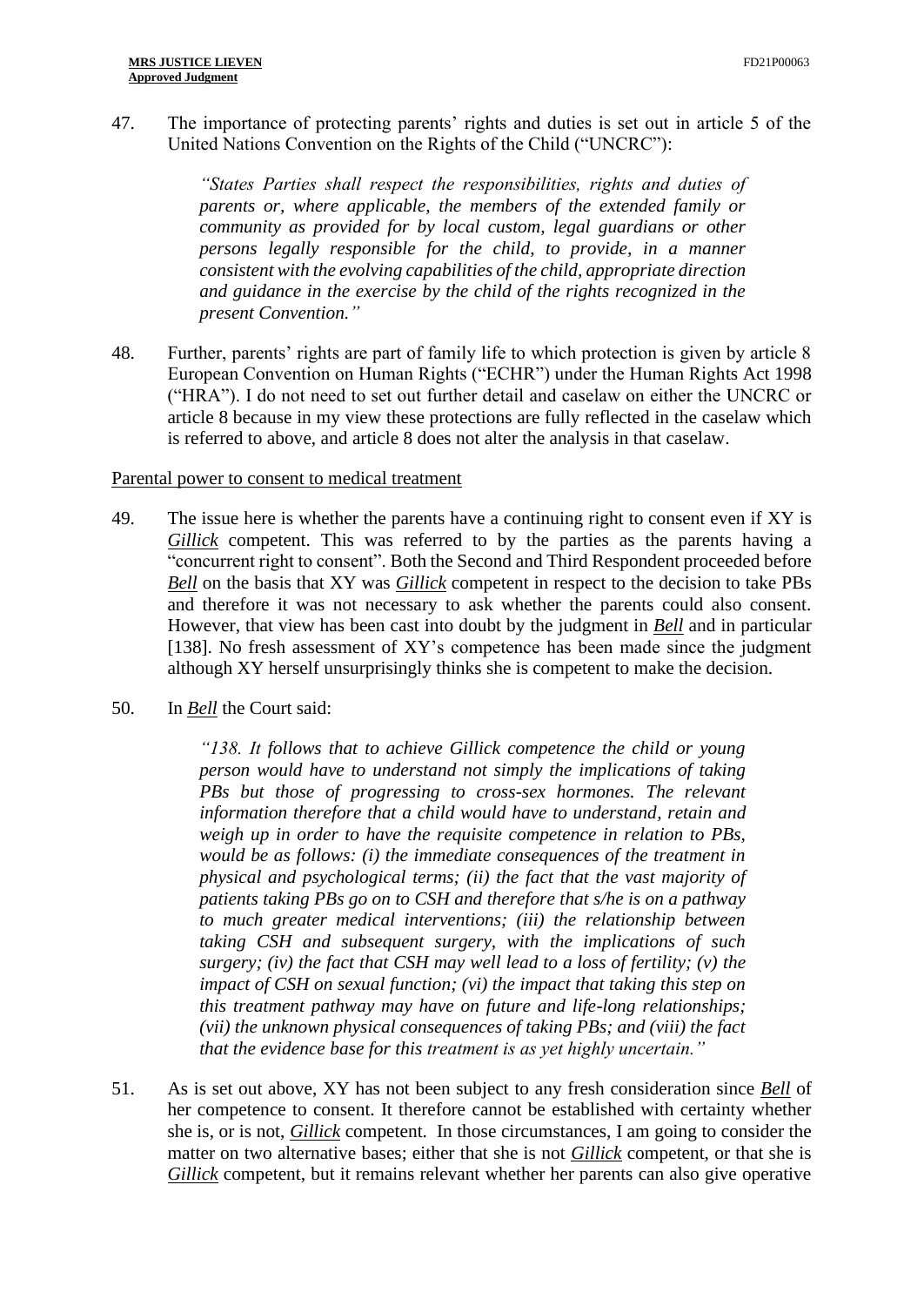47. The importance of protecting parents' rights and duties is set out in article 5 of the United Nations Convention on the Rights of the Child ("UNCRC"):

> *"States Parties shall respect the responsibilities, rights and duties of parents or, where applicable, the members of the extended family or community as provided for by local custom, legal guardians or other persons legally responsible for the child, to provide, in a manner consistent with the evolving capabilities of the child, appropriate direction and guidance in the exercise by the child of the rights recognized in the present Convention."*

48. Further, parents' rights are part of family life to which protection is given by article 8 European Convention on Human Rights ("ECHR") under the Human Rights Act 1998 ("HRA"). I do not need to set out further detail and caselaw on either the UNCRC or article 8 because in my view these protections are fully reflected in the caselaw which is referred to above, and article 8 does not alter the analysis in that caselaw.

Parental power to consent to medical treatment

49. The issue here is whether the parents have a continuing right to consent even if XY is ***Gillick*** competent. This was referred to by the parties as the parents having a "concurrent right to consent". Both the Second and Third Respondent proceeded before ***Bell*** on the basis that XY was ***Gillick*** competent in respect to the decision to take PBs and therefore it was not necessary to ask whether the parents could also consent. However, that view has been cast into doubt by the judgment in ***Bell*** and in particular [138]. No fresh assessment of XY's competence has been made since the judgment although XY herself unsurprisingly thinks she is competent to make the decision.

50. In ***Bell*** the Court said:

> *"138. It follows that to achieve Gillick competence the child or young person would have to understand not simply the implications of taking PBs but those of progressing to cross-sex hormones. The relevant information therefore that a child would have to understand, retain and weigh up in order to have the requisite competence in relation to PBs, would be as follows: (i) the immediate consequences of the treatment in physical and psychological terms; (ii) the fact that the vast majority of patients taking PBs go on to CSH and therefore that s/he is on a pathway to much greater medical interventions; (iii) the relationship between taking CSH and subsequent surgery, with the implications of such surgery; (iv) the fact that CSH may well lead to a loss of fertility; (v) the impact of CSH on sexual function; (vi) the impact that taking this step on this treatment pathway may have on future and life-long relationships; (vii) the unknown physical consequences of taking PBs; and (viii) the fact that the evidence base for this treatment is as yet highly uncertain."*

51. As is set out above, XY has not been subject to any fresh consideration since ***Bell*** of her competence to consent. It therefore cannot be established with certainty whether she is, or is not, ***Gillick*** competent. In those circumstances, I am going to consider the matter on two alternative bases; either that she is not ***Gillick*** competent, or that she is ***Gillick*** competent, but it remains relevant whether her parents can also give operative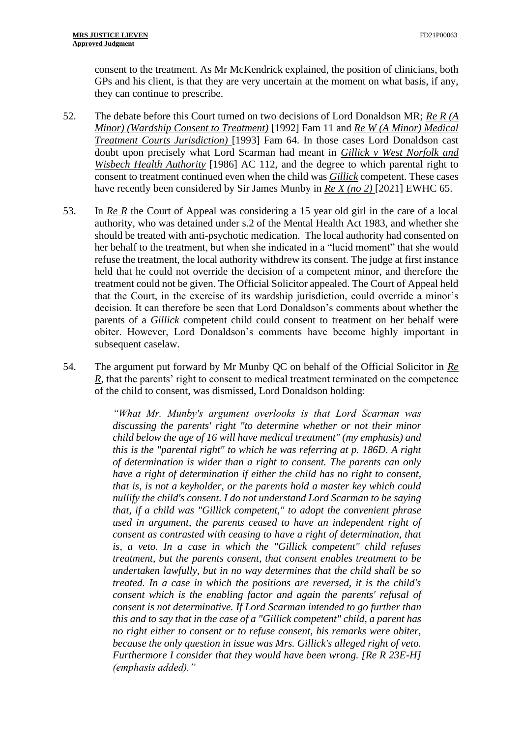consent to the treatment. As Mr McKendrick explained, the position of clinicians, both GPs and his client, is that they are very uncertain at the moment on what basis, if any, they can continue to prescribe.

52. The debate before this Court turned on two decisions of Lord Donaldson MR; *Re R (A Minor) (Wardship Consent to Treatment)* [1992] Fam 11 and *Re W (A Minor) Medical Treatment Courts Jurisdiction)* [1993] Fam 64. In those cases Lord Donaldson cast doubt upon precisely what Lord Scarman had meant in *Gillick v West Norfolk and Wisbech Health Authority* [1986] AC 112, and the degree to which parental right to consent to treatment continued even when the child was *Gillick* competent. These cases have recently been considered by Sir James Munby in *Re X (no 2)* [2021] EWHC 65.

53. In *Re R* the Court of Appeal was considering a 15 year old girl in the care of a local authority, who was detained under s.2 of the Mental Health Act 1983, and whether she should be treated with anti-psychotic medication. The local authority had consented on her behalf to the treatment, but when she indicated in a "lucid moment" that she would refuse the treatment, the local authority withdrew its consent. The judge at first instance held that he could not override the decision of a competent minor, and therefore the treatment could not be given. The Official Solicitor appealed. The Court of Appeal held that the Court, in the exercise of its wardship jurisdiction, could override a minor's decision. It can therefore be seen that Lord Donaldson's comments about whether the parents of a *Gillick* competent child could consent to treatment on her behalf were obiter. However, Lord Donaldson's comments have become highly important in subsequent caselaw.

54. The argument put forward by Mr Munby QC on behalf of the Official Solicitor in *Re R*, that the parents' right to consent to medical treatment terminated on the competence of the child to consent, was dismissed, Lord Donaldson holding:

> *"What Mr. Munby's argument overlooks is that Lord Scarman was discussing the parents' right "to determine whether or not their minor child below the age of 16 will have medical treatment" (my emphasis) and this is the "parental right" to which he was referring at p. 186D. A right of determination is wider than a right to consent. The parents can only have a right of determination if either the child has no right to consent, that is, is not a keyholder, or the parents hold a master key which could nullify the child's consent. I do not understand Lord Scarman to be saying that, if a child was "Gillick competent," to adopt the convenient phrase used in argument, the parents ceased to have an independent right of consent as contrasted with ceasing to have a right of determination, that is, a veto. In a case in which the "Gillick competent" child refuses treatment, but the parents consent, that consent enables treatment to be undertaken lawfully, but in no way determines that the child shall be so treated. In a case in which the positions are reversed, it is the child's consent which is the enabling factor and again the parents' refusal of consent is not determinative. If Lord Scarman intended to go further than this and to say that in the case of a "Gillick competent" child, a parent has no right either to consent or to refuse consent, his remarks were obiter, because the only question in issue was Mrs. Gillick's alleged right of veto. Furthermore I consider that they would have been wrong. [Re R 23E-H] (emphasis added)."*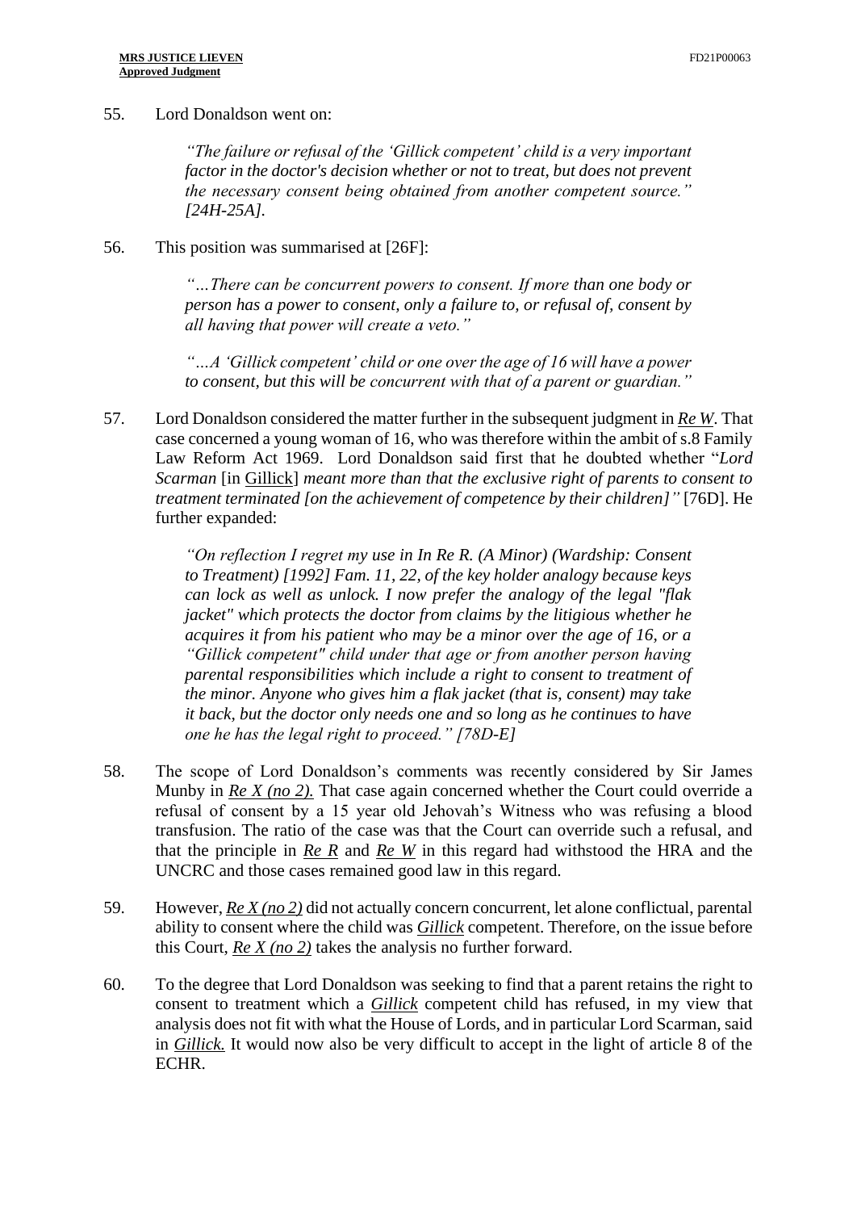55. Lord Donaldson went on:

> *"The failure or refusal of the 'Gillick competent' child is a very important factor in the doctor's decision whether or not to treat, but does not prevent the necessary consent being obtained from another competent source." [24H-25A].*

56. This position was summarised at [26F]:

> *"…There can be concurrent powers to consent. If more than one body or person has a power to consent, only a failure to, or refusal of, consent by all having that power will create a veto."*
>
> *"…A 'Gillick competent' child or one over the age of 16 will have a power to consent, but this will be concurrent with that of a parent or guardian."*

57. Lord Donaldson considered the matter further in the subsequent judgment in ***Re W***. That case concerned a young woman of 16, who was therefore within the ambit of s.8 Family Law Reform Act 1969. Lord Donaldson said first that he doubted whether "*Lord Scarman* [in Gillick] *meant more than that the exclusive right of parents to consent to treatment terminated [on the achievement of competence by their children]"* [76D]. He further expanded:

> *"On reflection I regret my use in In Re R. (A Minor) (Wardship: Consent to Treatment) [1992] Fam. 11, 22, of the key holder analogy because keys can lock as well as unlock. I now prefer the analogy of the legal "flak jacket" which protects the doctor from claims by the litigious whether he acquires it from his patient who may be a minor over the age of 16, or a "Gillick competent" child under that age or from another person having parental responsibilities which include a right to consent to treatment of the minor. Anyone who gives him a flak jacket (that is, consent) may take it back, but the doctor only needs one and so long as he continues to have one he has the legal right to proceed." [78D-E]*

58. The scope of Lord Donaldson's comments was recently considered by Sir James Munby in ***Re X (no 2).*** That case again concerned whether the Court could override a refusal of consent by a 15 year old Jehovah's Witness who was refusing a blood transfusion. The ratio of the case was that the Court can override such a refusal, and that the principle in ***Re R*** and ***Re W*** in this regard had withstood the HRA and the UNCRC and those cases remained good law in this regard.

59. However, ***Re X (no 2)*** did not actually concern concurrent, let alone conflictual, parental ability to consent where the child was ***Gillick*** competent. Therefore, on the issue before this Court, ***Re X (no 2)*** takes the analysis no further forward.

60. To the degree that Lord Donaldson was seeking to find that a parent retains the right to consent to treatment which a ***Gillick*** competent child has refused, in my view that analysis does not fit with what the House of Lords, and in particular Lord Scarman, said in ***Gillick.*** It would now also be very difficult to accept in the light of article 8 of the ECHR.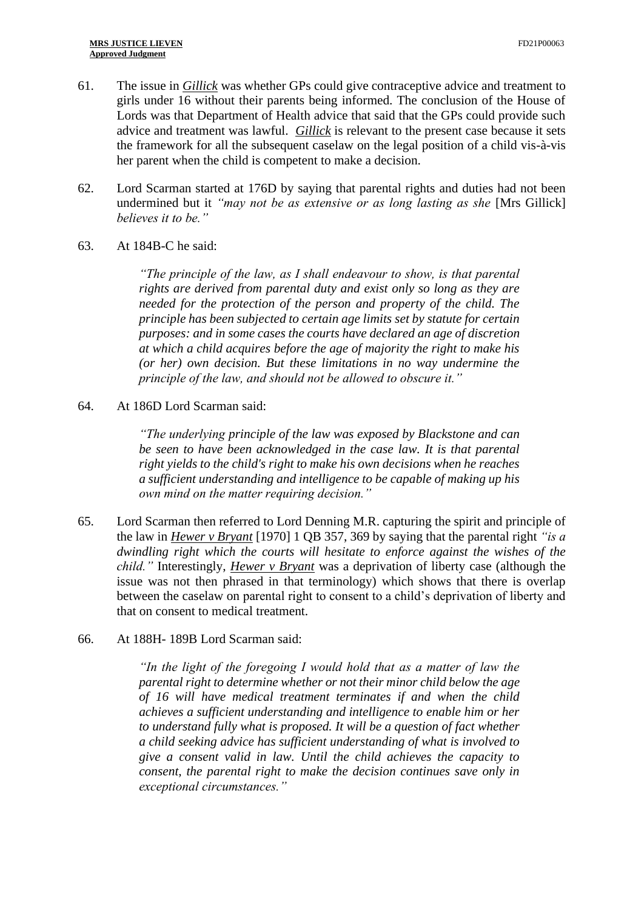61. The issue in ***Gillick*** was whether GPs could give contraceptive advice and treatment to girls under 16 without their parents being informed. The conclusion of the House of Lords was that Department of Health advice that said that the GPs could provide such advice and treatment was lawful. ***Gillick*** is relevant to the present case because it sets the framework for all the subsequent caselaw on the legal position of a child vis-à-vis her parent when the child is competent to make a decision.

62. Lord Scarman started at 176D by saying that parental rights and duties had not been undermined but it *"may not be as extensive or as long lasting as she* [Mrs Gillick] *believes it to be."*

63. At 184B-C he said:

> *"The principle of the law, as I shall endeavour to show, is that parental rights are derived from parental duty and exist only so long as they are needed for the protection of the person and property of the child. The principle has been subjected to certain age limits set by statute for certain purposes: and in some cases the courts have declared an age of discretion at which a child acquires before the age of majority the right to make his (or her) own decision. But these limitations in no way undermine the principle of the law, and should not be allowed to obscure it."*

64. At 186D Lord Scarman said:

> *"The underlying principle of the law was exposed by Blackstone and can be seen to have been acknowledged in the case law. It is that parental right yields to the child's right to make his own decisions when he reaches a sufficient understanding and intelligence to be capable of making up his own mind on the matter requiring decision."*

65. Lord Scarman then referred to Lord Denning M.R. capturing the spirit and principle of the law in ***Hewer v Bryant*** [1970] 1 QB 357, 369 by saying that the parental right *"is a dwindling right which the courts will hesitate to enforce against the wishes of the child."* Interestingly, ***Hewer v Bryant*** was a deprivation of liberty case (although the issue was not then phrased in that terminology) which shows that there is overlap between the caselaw on parental right to consent to a child's deprivation of liberty and that on consent to medical treatment.

66. At 188H- 189B Lord Scarman said:

> *"In the light of the foregoing I would hold that as a matter of law the parental right to determine whether or not their minor child below the age of 16 will have medical treatment terminates if and when the child achieves a sufficient understanding and intelligence to enable him or her to understand fully what is proposed. It will be a question of fact whether a child seeking advice has sufficient understanding of what is involved to give a consent valid in law. Until the child achieves the capacity to consent, the parental right to make the decision continues save only in exceptional circumstances."*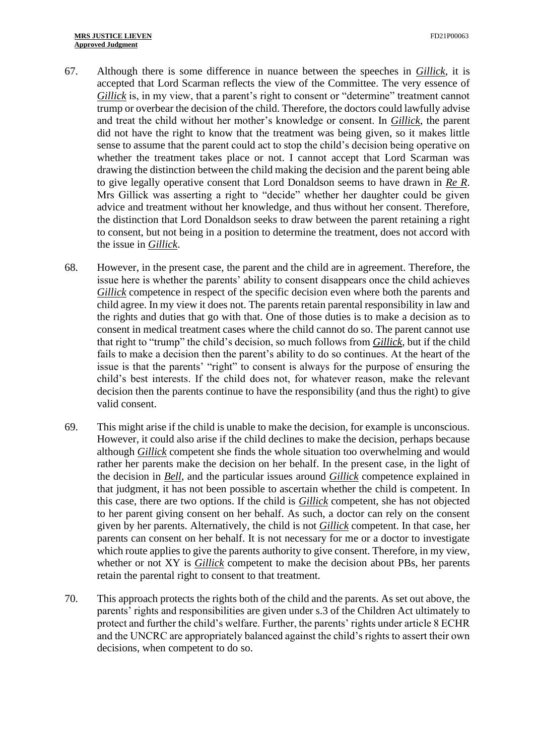67. Although there is some difference in nuance between the speeches in *Gillick*, it is accepted that Lord Scarman reflects the view of the Committee. The very essence of *Gillick* is, in my view, that a parent's right to consent or "determine" treatment cannot trump or overbear the decision of the child. Therefore, the doctors could lawfully advise and treat the child without her mother's knowledge or consent. In *Gillick*, the parent did not have the right to know that the treatment was being given, so it makes little sense to assume that the parent could act to stop the child's decision being operative on whether the treatment takes place or not. I cannot accept that Lord Scarman was drawing the distinction between the child making the decision and the parent being able to give legally operative consent that Lord Donaldson seems to have drawn in *Re R*. Mrs Gillick was asserting a right to "decide" whether her daughter could be given advice and treatment without her knowledge, and thus without her consent. Therefore, the distinction that Lord Donaldson seeks to draw between the parent retaining a right to consent, but not being in a position to determine the treatment, does not accord with the issue in *Gillick*.

68. However, in the present case, the parent and the child are in agreement. Therefore, the issue here is whether the parents' ability to consent disappears once the child achieves *Gillick* competence in respect of the specific decision even where both the parents and child agree. In my view it does not. The parents retain parental responsibility in law and the rights and duties that go with that. One of those duties is to make a decision as to consent in medical treatment cases where the child cannot do so. The parent cannot use that right to "trump" the child's decision, so much follows from *Gillick*, but if the child fails to make a decision then the parent's ability to do so continues. At the heart of the issue is that the parents' "right" to consent is always for the purpose of ensuring the child's best interests. If the child does not, for whatever reason, make the relevant decision then the parents continue to have the responsibility (and thus the right) to give valid consent.

69. This might arise if the child is unable to make the decision, for example is unconscious. However, it could also arise if the child declines to make the decision, perhaps because although *Gillick* competent she finds the whole situation too overwhelming and would rather her parents make the decision on her behalf. In the present case, in the light of the decision in *Bell*, and the particular issues around *Gillick* competence explained in that judgment, it has not been possible to ascertain whether the child is competent. In this case, there are two options. If the child is *Gillick* competent, she has not objected to her parent giving consent on her behalf. As such, a doctor can rely on the consent given by her parents. Alternatively, the child is not *Gillick* competent. In that case, her parents can consent on her behalf. It is not necessary for me or a doctor to investigate which route applies to give the parents authority to give consent. Therefore, in my view, whether or not XY is *Gillick* competent to make the decision about PBs, her parents retain the parental right to consent to that treatment.

70. This approach protects the rights both of the child and the parents. As set out above, the parents' rights and responsibilities are given under s.3 of the Children Act ultimately to protect and further the child's welfare. Further, the parents' rights under article 8 ECHR and the UNCRC are appropriately balanced against the child's rights to assert their own decisions, when competent to do so.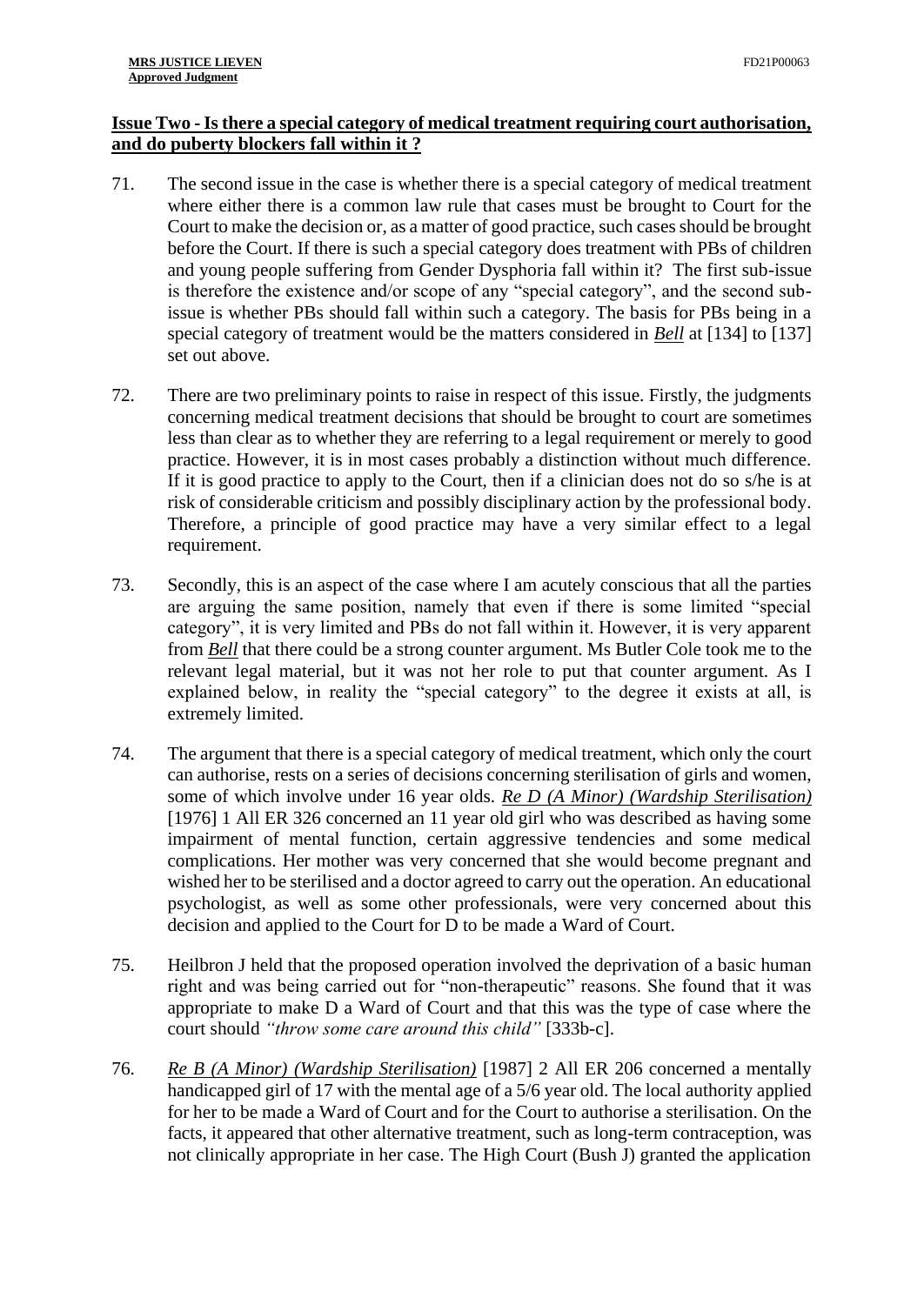**Issue Two - Is there a special category of medical treatment requiring court authorisation, and do puberty blockers fall within it ?**

71. The second issue in the case is whether there is a special category of medical treatment where either there is a common law rule that cases must be brought to Court for the Court to make the decision or, as a matter of good practice, such cases should be brought before the Court. If there is such a special category does treatment with PBs of children and young people suffering from Gender Dysphoria fall within it? The first sub-issue is therefore the existence and/or scope of any "special category", and the second sub-issue is whether PBs should fall within such a category. The basis for PBs being in a special category of treatment would be the matters considered in ***Bell*** at [134] to [137] set out above.

72. There are two preliminary points to raise in respect of this issue. Firstly, the judgments concerning medical treatment decisions that should be brought to court are sometimes less than clear as to whether they are referring to a legal requirement or merely to good practice. However, it is in most cases probably a distinction without much difference. If it is good practice to apply to the Court, then if a clinician does not do so s/he is at risk of considerable criticism and possibly disciplinary action by the professional body. Therefore, a principle of good practice may have a very similar effect to a legal requirement.

73. Secondly, this is an aspect of the case where I am acutely conscious that all the parties are arguing the same position, namely that even if there is some limited "special category", it is very limited and PBs do not fall within it. However, it is very apparent from ***Bell*** that there could be a strong counter argument. Ms Butler Cole took me to the relevant legal material, but it was not her role to put that counter argument. As I explained below, in reality the "special category" to the degree it exists at all, is extremely limited.

74. The argument that there is a special category of medical treatment, which only the court can authorise, rests on a series of decisions concerning sterilisation of girls and women, some of which involve under 16 year olds. ***Re D (A Minor) (Wardship Sterilisation)*** [1976] 1 All ER 326 concerned an 11 year old girl who was described as having some impairment of mental function, certain aggressive tendencies and some medical complications. Her mother was very concerned that she would become pregnant and wished her to be sterilised and a doctor agreed to carry out the operation. An educational psychologist, as well as some other professionals, were very concerned about this decision and applied to the Court for D to be made a Ward of Court.

75. Heilbron J held that the proposed operation involved the deprivation of a basic human right and was being carried out for "non-therapeutic" reasons. She found that it was appropriate to make D a Ward of Court and that this was the type of case where the court should *"throw some care around this child"* [333b-c].

76. ***Re B (A Minor) (Wardship Sterilisation)*** [1987] 2 All ER 206 concerned a mentally handicapped girl of 17 with the mental age of a 5/6 year old. The local authority applied for her to be made a Ward of Court and for the Court to authorise a sterilisation. On the facts, it appeared that other alternative treatment, such as long-term contraception, was not clinically appropriate in her case. The High Court (Bush J) granted the application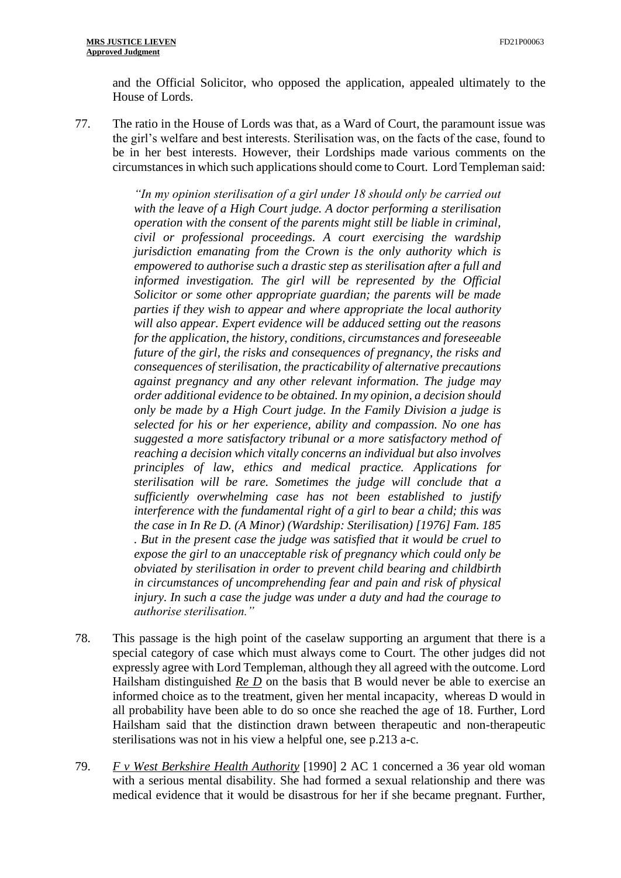and the Official Solicitor, who opposed the application, appealed ultimately to the House of Lords.

77. The ratio in the House of Lords was that, as a Ward of Court, the paramount issue was the girl's welfare and best interests. Sterilisation was, on the facts of the case, found to be in her best interests. However, their Lordships made various comments on the circumstances in which such applications should come to Court. Lord Templeman said:

> *"In my opinion sterilisation of a girl under 18 should only be carried out with the leave of a High Court judge. A doctor performing a sterilisation operation with the consent of the parents might still be liable in criminal, civil or professional proceedings. A court exercising the wardship jurisdiction emanating from the Crown is the only authority which is empowered to authorise such a drastic step as sterilisation after a full and informed investigation. The girl will be represented by the Official Solicitor or some other appropriate guardian; the parents will be made parties if they wish to appear and where appropriate the local authority will also appear. Expert evidence will be adduced setting out the reasons for the application, the history, conditions, circumstances and foreseeable future of the girl, the risks and consequences of pregnancy, the risks and consequences of sterilisation, the practicability of alternative precautions against pregnancy and any other relevant information. The judge may order additional evidence to be obtained. In my opinion, a decision should only be made by a High Court judge. In the Family Division a judge is selected for his or her experience, ability and compassion. No one has suggested a more satisfactory tribunal or a more satisfactory method of reaching a decision which vitally concerns an individual but also involves principles of law, ethics and medical practice. Applications for sterilisation will be rare. Sometimes the judge will conclude that a sufficiently overwhelming case has not been established to justify interference with the fundamental right of a girl to bear a child; this was the case in In Re D. (A Minor) (Wardship: Sterilisation) [1976] Fam. 185 . But in the present case the judge was satisfied that it would be cruel to expose the girl to an unacceptable risk of pregnancy which could only be obviated by sterilisation in order to prevent child bearing and childbirth in circumstances of uncomprehending fear and pain and risk of physical injury. In such a case the judge was under a duty and had the courage to authorise sterilisation."*

78. This passage is the high point of the caselaw supporting an argument that there is a special category of case which must always come to Court. The other judges did not expressly agree with Lord Templeman, although they all agreed with the outcome. Lord Hailsham distinguished *Re D* on the basis that B would never be able to exercise an informed choice as to the treatment, given her mental incapacity, whereas D would in all probability have been able to do so once she reached the age of 18. Further, Lord Hailsham said that the distinction drawn between therapeutic and non-therapeutic sterilisations was not in his view a helpful one, see p.213 a-c.

79. *F v West Berkshire Health Authority* [1990] 2 AC 1 concerned a 36 year old woman with a serious mental disability. She had formed a sexual relationship and there was medical evidence that it would be disastrous for her if she became pregnant. Further,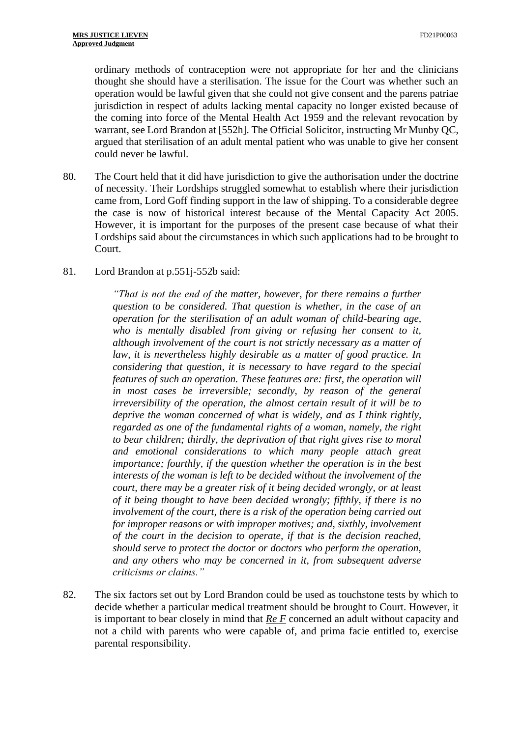ordinary methods of contraception were not appropriate for her and the clinicians thought she should have a sterilisation. The issue for the Court was whether such an operation would be lawful given that she could not give consent and the parens patriae jurisdiction in respect of adults lacking mental capacity no longer existed because of the coming into force of the Mental Health Act 1959 and the relevant revocation by warrant, see Lord Brandon at [552h]. The Official Solicitor, instructing Mr Munby QC, argued that sterilisation of an adult mental patient who was unable to give her consent could never be lawful.

80. The Court held that it did have jurisdiction to give the authorisation under the doctrine of necessity. Their Lordships struggled somewhat to establish where their jurisdiction came from, Lord Goff finding support in the law of shipping. To a considerable degree the case is now of historical interest because of the Mental Capacity Act 2005. However, it is important for the purposes of the present case because of what their Lordships said about the circumstances in which such applications had to be brought to Court.

81. Lord Brandon at p.551j-552b said:

> *"That is not the end of the matter, however, for there remains a further question to be considered. That question is whether, in the case of an operation for the sterilisation of an adult woman of child-bearing age, who is mentally disabled from giving or refusing her consent to it, although involvement of the court is not strictly necessary as a matter of law, it is nevertheless highly desirable as a matter of good practice. In considering that question, it is necessary to have regard to the special features of such an operation. These features are: first, the operation will in most cases be irreversible; secondly, by reason of the general irreversibility of the operation, the almost certain result of it will be to deprive the woman concerned of what is widely, and as I think rightly, regarded as one of the fundamental rights of a woman, namely, the right to bear children; thirdly, the deprivation of that right gives rise to moral and emotional considerations to which many people attach great importance; fourthly, if the question whether the operation is in the best interests of the woman is left to be decided without the involvement of the court, there may be a greater risk of it being decided wrongly, or at least of it being thought to have been decided wrongly; fifthly, if there is no involvement of the court, there is a risk of the operation being carried out for improper reasons or with improper motives; and, sixthly, involvement of the court in the decision to operate, if that is the decision reached, should serve to protect the doctor or doctors who perform the operation, and any others who may be concerned in it, from subsequent adverse criticisms or claims."*

82. The six factors set out by Lord Brandon could be used as touchstone tests by which to decide whether a particular medical treatment should be brought to Court. However, it is important to bear closely in mind that ***Re F*** concerned an adult without capacity and not a child with parents who were capable of, and prima facie entitled to, exercise parental responsibility.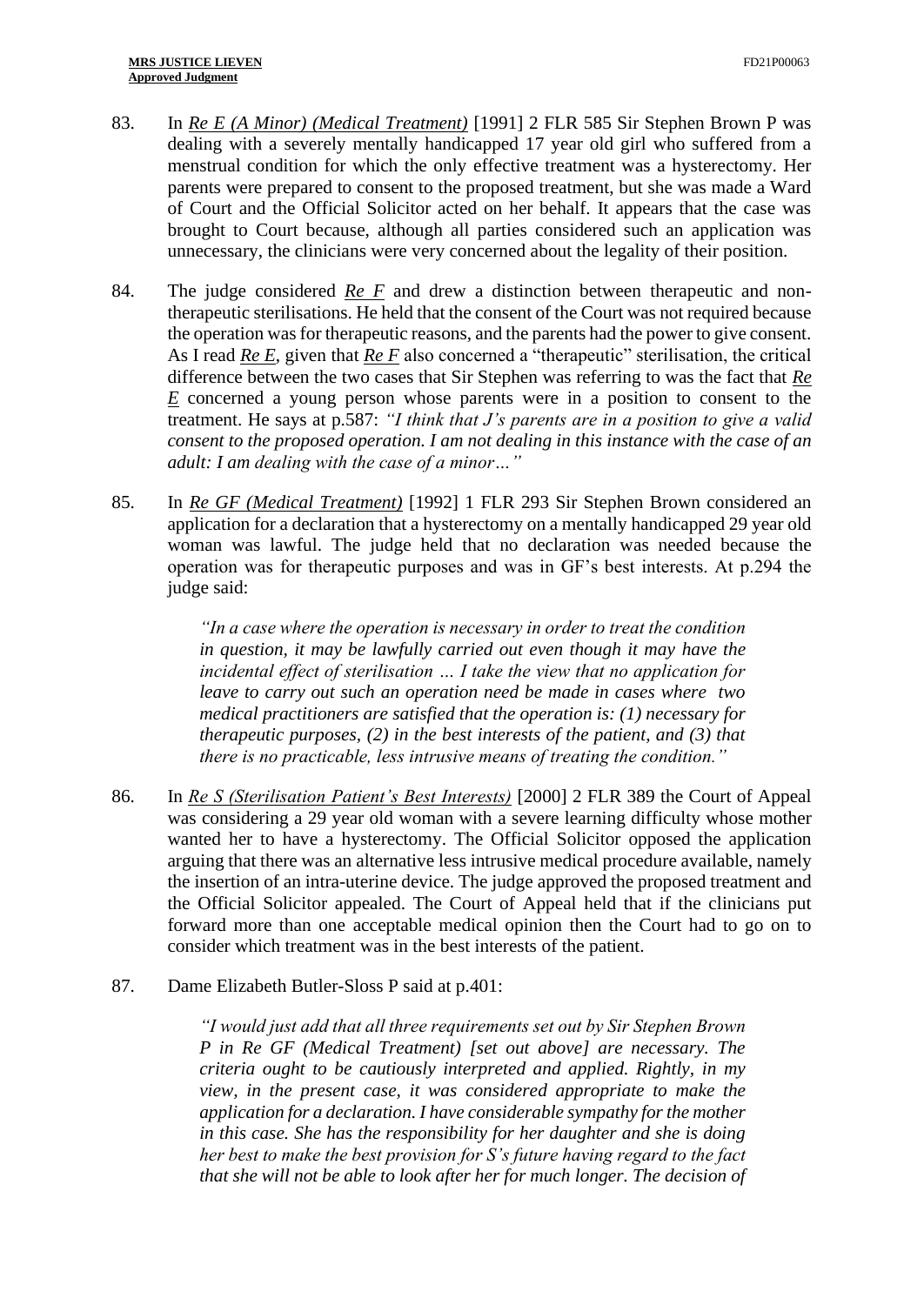83. In *Re E (A Minor) (Medical Treatment)* [1991] 2 FLR 585 Sir Stephen Brown P was dealing with a severely mentally handicapped 17 year old girl who suffered from a menstrual condition for which the only effective treatment was a hysterectomy. Her parents were prepared to consent to the proposed treatment, but she was made a Ward of Court and the Official Solicitor acted on her behalf. It appears that the case was brought to Court because, although all parties considered such an application was unnecessary, the clinicians were very concerned about the legality of their position.

84. The judge considered *Re F* and drew a distinction between therapeutic and non-therapeutic sterilisations. He held that the consent of the Court was not required because the operation was for therapeutic reasons, and the parents had the power to give consent. As I read *Re E*, given that *Re F* also concerned a "therapeutic" sterilisation, the critical difference between the two cases that Sir Stephen was referring to was the fact that *Re E* concerned a young person whose parents were in a position to consent to the treatment. He says at p.587: *"I think that J's parents are in a position to give a valid consent to the proposed operation. I am not dealing in this instance with the case of an adult: I am dealing with the case of a minor…"*

85. In *Re GF (Medical Treatment)* [1992] 1 FLR 293 Sir Stephen Brown considered an application for a declaration that a hysterectomy on a mentally handicapped 29 year old woman was lawful. The judge held that no declaration was needed because the operation was for therapeutic purposes and was in GF's best interests. At p.294 the judge said:

> *"In a case where the operation is necessary in order to treat the condition in question, it may be lawfully carried out even though it may have the incidental effect of sterilisation … I take the view that no application for leave to carry out such an operation need be made in cases where two medical practitioners are satisfied that the operation is: (1) necessary for therapeutic purposes, (2) in the best interests of the patient, and (3) that there is no practicable, less intrusive means of treating the condition."*

86. In *Re S (Sterilisation Patient's Best Interests)* [2000] 2 FLR 389 the Court of Appeal was considering a 29 year old woman with a severe learning difficulty whose mother wanted her to have a hysterectomy. The Official Solicitor opposed the application arguing that there was an alternative less intrusive medical procedure available, namely the insertion of an intra-uterine device. The judge approved the proposed treatment and the Official Solicitor appealed. The Court of Appeal held that if the clinicians put forward more than one acceptable medical opinion then the Court had to go on to consider which treatment was in the best interests of the patient.

87. Dame Elizabeth Butler-Sloss P said at p.401:

> *"I would just add that all three requirements set out by Sir Stephen Brown P in Re GF (Medical Treatment) [set out above] are necessary. The criteria ought to be cautiously interpreted and applied. Rightly, in my view, in the present case, it was considered appropriate to make the application for a declaration. I have considerable sympathy for the mother in this case. She has the responsibility for her daughter and she is doing her best to make the best provision for S's future having regard to the fact that she will not be able to look after her for much longer. The decision of*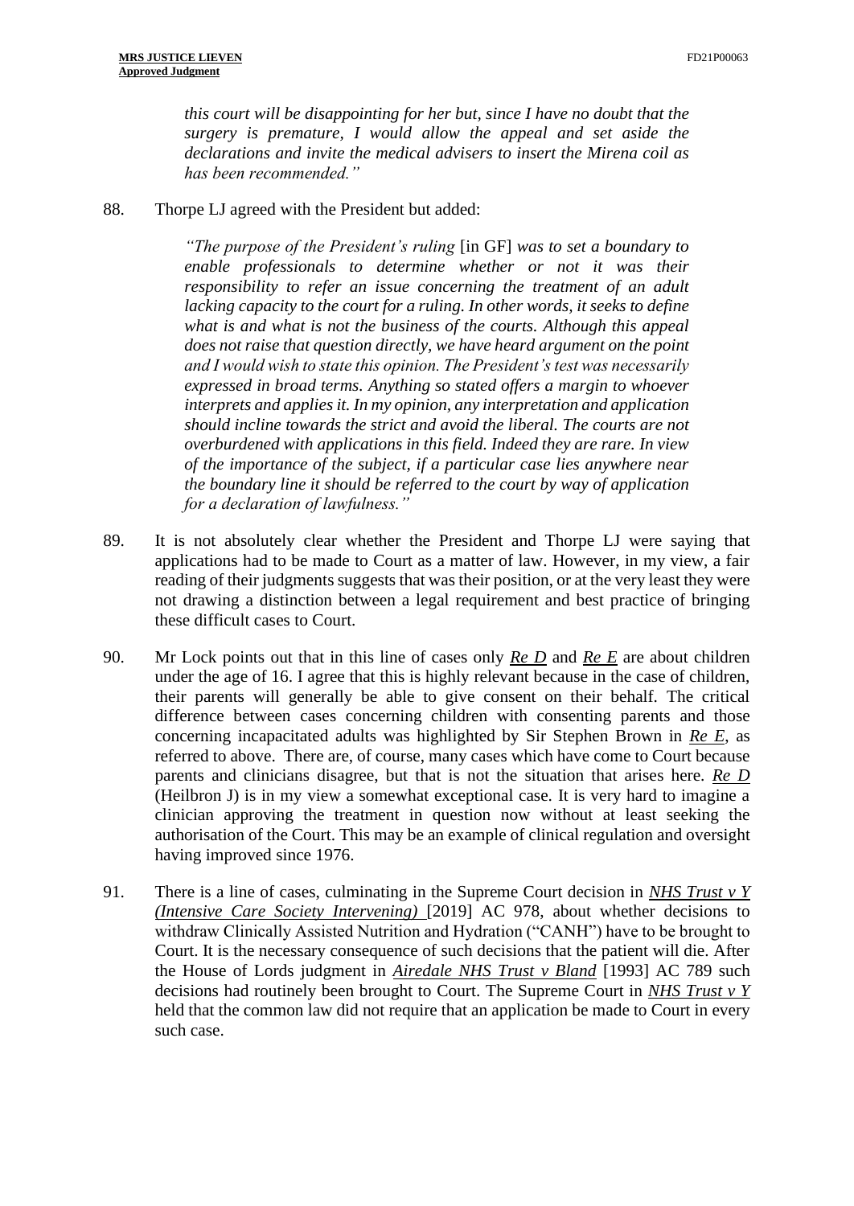*this court will be disappointing for her but, since I have no doubt that the surgery is premature, I would allow the appeal and set aside the declarations and invite the medical advisers to insert the Mirena coil as has been recommended."*

88. Thorpe LJ agreed with the President but added:

> *"The purpose of the President's ruling* [in GF] *was to set a boundary to enable professionals to determine whether or not it was their responsibility to refer an issue concerning the treatment of an adult lacking capacity to the court for a ruling. In other words, it seeks to define what is and what is not the business of the courts. Although this appeal does not raise that question directly, we have heard argument on the point and I would wish to state this opinion. The President's test was necessarily expressed in broad terms. Anything so stated offers a margin to whoever interprets and applies it. In my opinion, any interpretation and application should incline towards the strict and avoid the liberal. The courts are not overburdened with applications in this field. Indeed they are rare. In view of the importance of the subject, if a particular case lies anywhere near the boundary line it should be referred to the court by way of application for a declaration of lawfulness."*

89. It is not absolutely clear whether the President and Thorpe LJ were saying that applications had to be made to Court as a matter of law. However, in my view, a fair reading of their judgments suggests that was their position, or at the very least they were not drawing a distinction between a legal requirement and best practice of bringing these difficult cases to Court.

90. Mr Lock points out that in this line of cases only ***Re D*** and ***Re E*** are about children under the age of 16. I agree that this is highly relevant because in the case of children, their parents will generally be able to give consent on their behalf. The critical difference between cases concerning children with consenting parents and those concerning incapacitated adults was highlighted by Sir Stephen Brown in ***Re E***, as referred to above. There are, of course, many cases which have come to Court because parents and clinicians disagree, but that is not the situation that arises here. ***Re D*** (Heilbron J) is in my view a somewhat exceptional case. It is very hard to imagine a clinician approving the treatment in question now without at least seeking the authorisation of the Court. This may be an example of clinical regulation and oversight having improved since 1976.

91. There is a line of cases, culminating in the Supreme Court decision in ***NHS Trust v Y (Intensive Care Society Intervening)*** [2019] AC 978, about whether decisions to withdraw Clinically Assisted Nutrition and Hydration ("CANH") have to be brought to Court. It is the necessary consequence of such decisions that the patient will die. After the House of Lords judgment in ***Airedale NHS Trust v Bland*** [1993] AC 789 such decisions had routinely been brought to Court. The Supreme Court in ***NHS Trust v Y*** held that the common law did not require that an application be made to Court in every such case.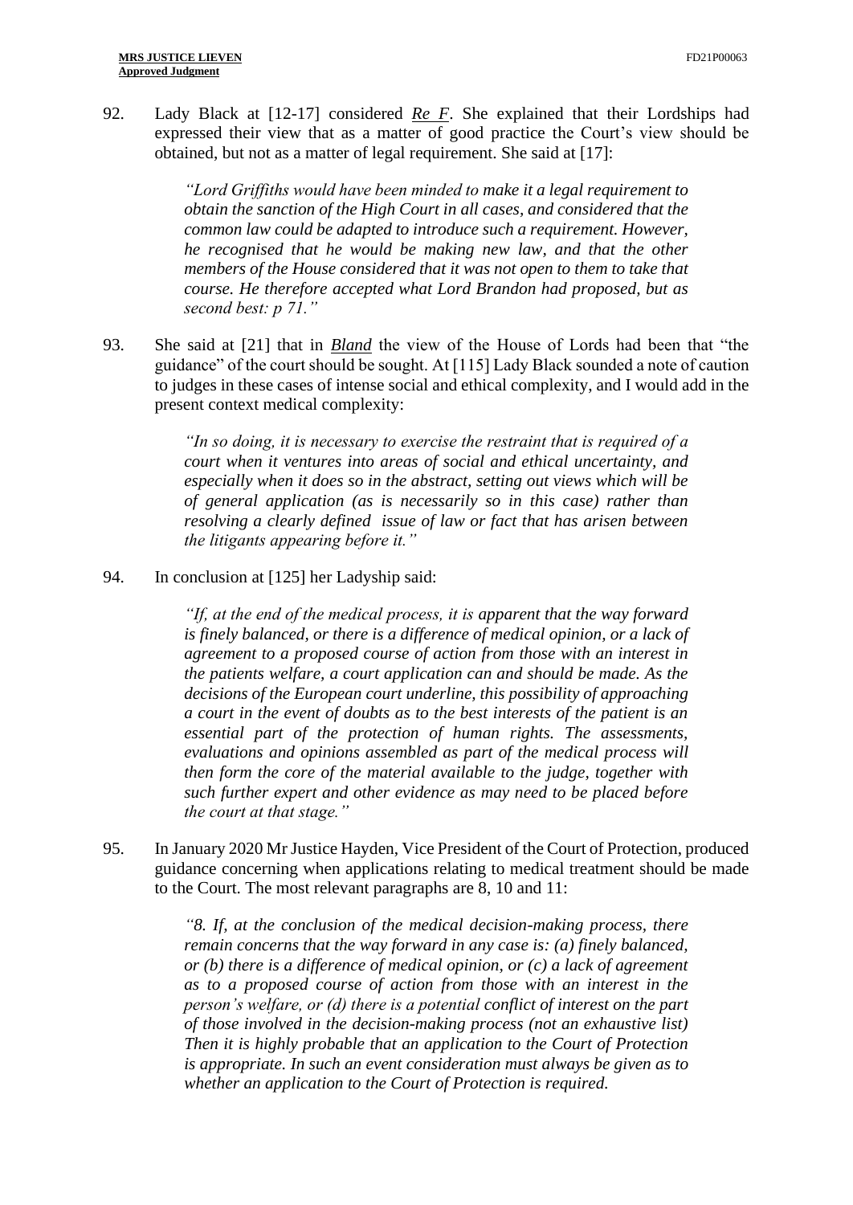92. Lady Black at [12-17] considered _Re F_. She explained that their Lordships had expressed their view that as a matter of good practice the Court's view should be obtained, but not as a matter of legal requirement. She said at [17]:

> *"Lord Griffiths would have been minded to make it a legal requirement to obtain the sanction of the High Court in all cases, and considered that the common law could be adapted to introduce such a requirement. However, he recognised that he would be making new law, and that the other members of the House considered that it was not open to them to take that course. He therefore accepted what Lord Brandon had proposed, but as second best: p 71."*

93. She said at [21] that in _Bland_ the view of the House of Lords had been that "the guidance" of the court should be sought. At [115] Lady Black sounded a note of caution to judges in these cases of intense social and ethical complexity, and I would add in the present context medical complexity:

> *"In so doing, it is necessary to exercise the restraint that is required of a court when it ventures into areas of social and ethical uncertainty, and especially when it does so in the abstract, setting out views which will be of general application (as is necessarily so in this case) rather than resolving a clearly defined issue of law or fact that has arisen between the litigants appearing before it."*

94. In conclusion at [125] her Ladyship said:

> *"If, at the end of the medical process, it is apparent that the way forward is finely balanced, or there is a difference of medical opinion, or a lack of agreement to a proposed course of action from those with an interest in the patients welfare, a court application can and should be made. As the decisions of the European court underline, this possibility of approaching a court in the event of doubts as to the best interests of the patient is an essential part of the protection of human rights. The assessments, evaluations and opinions assembled as part of the medical process will then form the core of the material available to the judge, together with such further expert and other evidence as may need to be placed before the court at that stage."*

95. In January 2020 Mr Justice Hayden, Vice President of the Court of Protection, produced guidance concerning when applications relating to medical treatment should be made to the Court. The most relevant paragraphs are 8, 10 and 11:

> *"8. If, at the conclusion of the medical decision-making process, there remain concerns that the way forward in any case is: (a) finely balanced, or (b) there is a difference of medical opinion, or (c) a lack of agreement as to a proposed course of action from those with an interest in the person's welfare, or (d) there is a potential conflict of interest on the part of those involved in the decision-making process (not an exhaustive list) Then it is highly probable that an application to the Court of Protection is appropriate. In such an event consideration must always be given as to whether an application to the Court of Protection is required.*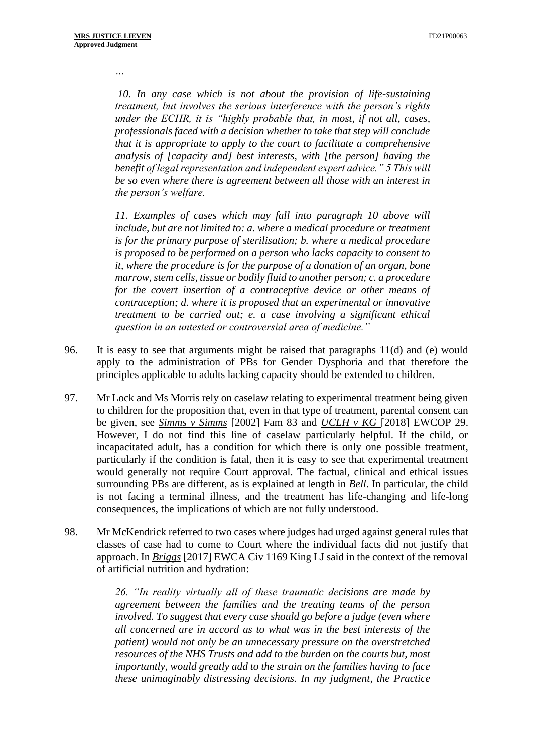…

> *10. In any case which is not about the provision of life-sustaining treatment, but involves the serious interference with the person's rights under the ECHR, it is "highly probable that, in most, if not all, cases, professionals faced with a decision whether to take that step will conclude that it is appropriate to apply to the court to facilitate a comprehensive analysis of [capacity and] best interests, with [the person] having the benefit of legal representation and independent expert advice." 5 This will be so even where there is agreement between all those with an interest in the person's welfare.*
>
> *11. Examples of cases which may fall into paragraph 10 above will include, but are not limited to: a. where a medical procedure or treatment is for the primary purpose of sterilisation; b. where a medical procedure is proposed to be performed on a person who lacks capacity to consent to it, where the procedure is for the purpose of a donation of an organ, bone marrow, stem cells, tissue or bodily fluid to another person; c. a procedure for the covert insertion of a contraceptive device or other means of contraception; d. where it is proposed that an experimental or innovative treatment to be carried out; e. a case involving a significant ethical question in an untested or controversial area of medicine."*

96. It is easy to see that arguments might be raised that paragraphs 11(d) and (e) would apply to the administration of PBs for Gender Dysphoria and that therefore the principles applicable to adults lacking capacity should be extended to children.

97. Mr Lock and Ms Morris rely on caselaw relating to experimental treatment being given to children for the proposition that, even in that type of treatment, parental consent can be given, see ***Simms v Simms*** [2002] Fam 83 and ***UCLH v KG*** [2018] EWCOP 29. However, I do not find this line of caselaw particularly helpful. If the child, or incapacitated adult, has a condition for which there is only one possible treatment, particularly if the condition is fatal, then it is easy to see that experimental treatment would generally not require Court approval. The factual, clinical and ethical issues surrounding PBs are different, as is explained at length in ***Bell***. In particular, the child is not facing a terminal illness, and the treatment has life-changing and life-long consequences, the implications of which are not fully understood.

98. Mr McKendrick referred to two cases where judges had urged against general rules that classes of case had to come to Court where the individual facts did not justify that approach. In ***Briggs*** [2017] EWCA Civ 1169 King LJ said in the context of the removal of artificial nutrition and hydration:

> *26. "In reality virtually all of these traumatic decisions are made by agreement between the families and the treating teams of the person involved. To suggest that every case should go before a judge (even where all concerned are in accord as to what was in the best interests of the patient) would not only be an unnecessary pressure on the overstretched resources of the NHS Trusts and add to the burden on the courts but, most importantly, would greatly add to the strain on the families having to face these unimaginably distressing decisions. In my judgment, the Practice*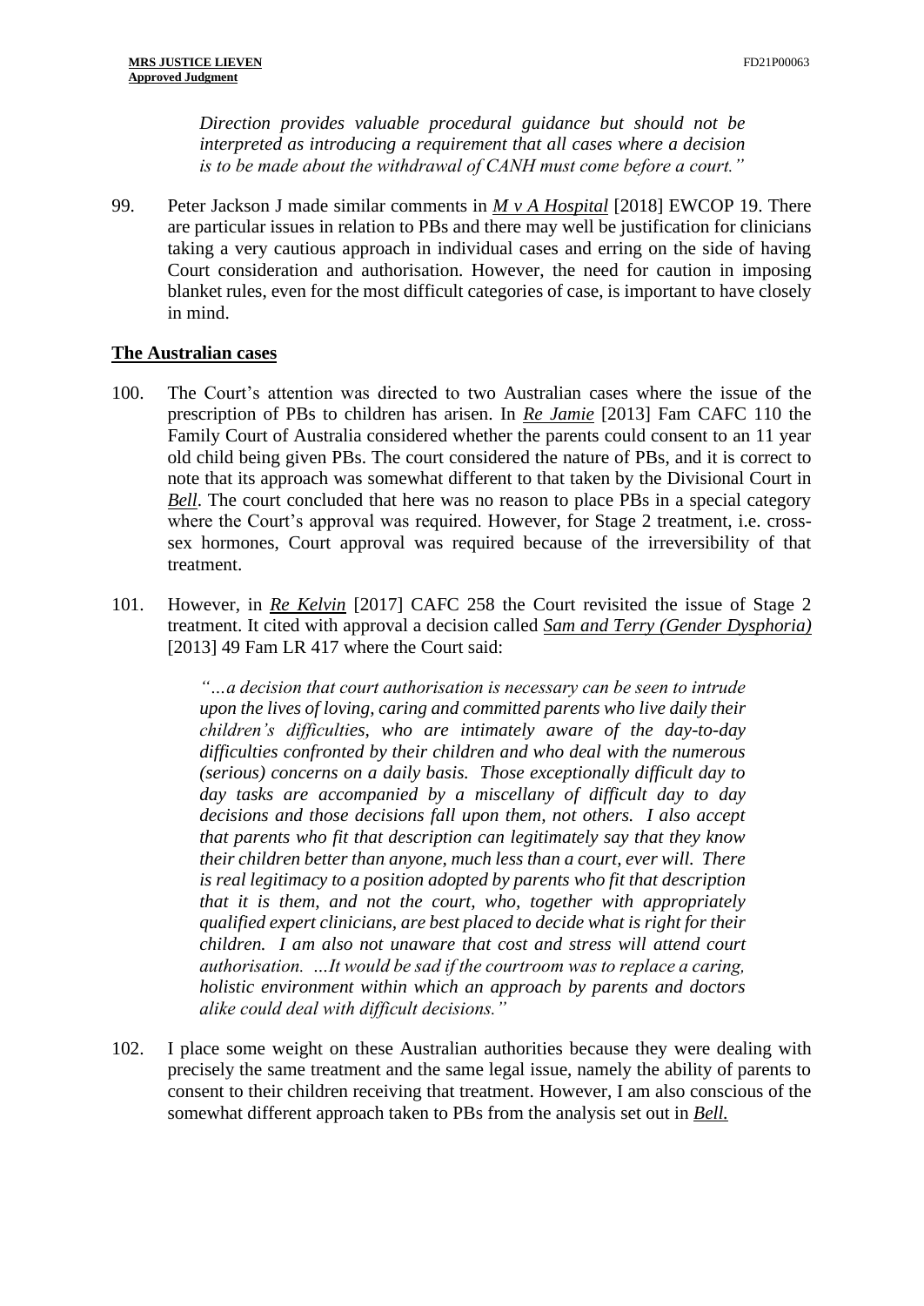*Direction provides valuable procedural guidance but should not be interpreted as introducing a requirement that all cases where a decision is to be made about the withdrawal of CANH must come before a court."*

99. Peter Jackson J made similar comments in *M v A Hospital* [2018] EWCOP 19. There are particular issues in relation to PBs and there may well be justification for clinicians taking a very cautious approach in individual cases and erring on the side of having Court consideration and authorisation. However, the need for caution in imposing blanket rules, even for the most difficult categories of case, is important to have closely in mind.

## The Australian cases

100. The Court's attention was directed to two Australian cases where the issue of the prescription of PBs to children has arisen. In *Re Jamie* [2013] Fam CAFC 110 the Family Court of Australia considered whether the parents could consent to an 11 year old child being given PBs. The court considered the nature of PBs, and it is correct to note that its approach was somewhat different to that taken by the Divisional Court in *Bell*. The court concluded that here was no reason to place PBs in a special category where the Court's approval was required. However, for Stage 2 treatment, i.e. cross-sex hormones, Court approval was required because of the irreversibility of that treatment.

101. However, in *Re Kelvin* [2017] CAFC 258 the Court revisited the issue of Stage 2 treatment. It cited with approval a decision called *Sam and Terry (Gender Dysphoria)* [2013] 49 Fam LR 417 where the Court said:

> *"…a decision that court authorisation is necessary can be seen to intrude upon the lives of loving, caring and committed parents who live daily their children's difficulties, who are intimately aware of the day-to-day difficulties confronted by their children and who deal with the numerous (serious) concerns on a daily basis. Those exceptionally difficult day to day tasks are accompanied by a miscellany of difficult day to day decisions and those decisions fall upon them, not others. I also accept that parents who fit that description can legitimately say that they know their children better than anyone, much less than a court, ever will. There is real legitimacy to a position adopted by parents who fit that description that it is them, and not the court, who, together with appropriately qualified expert clinicians, are best placed to decide what is right for their children. I am also not unaware that cost and stress will attend court authorisation. …It would be sad if the courtroom was to replace a caring, holistic environment within which an approach by parents and doctors alike could deal with difficult decisions."*

102. I place some weight on these Australian authorities because they were dealing with precisely the same treatment and the same legal issue, namely the ability of parents to consent to their children receiving that treatment. However, I am also conscious of the somewhat different approach taken to PBs from the analysis set out in *Bell.*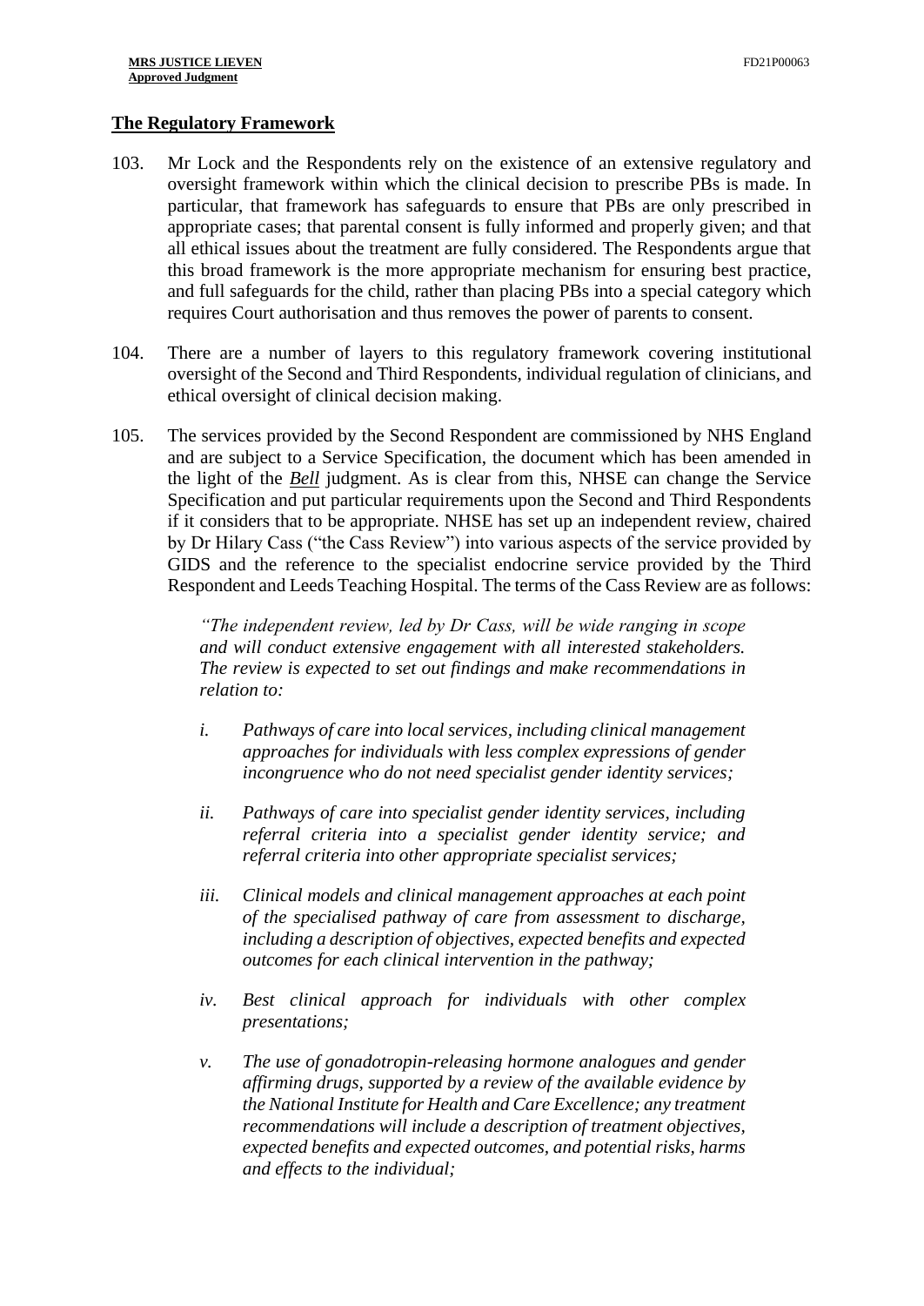## **The Regulatory Framework**

103. Mr Lock and the Respondents rely on the existence of an extensive regulatory and oversight framework within which the clinical decision to prescribe PBs is made. In particular, that framework has safeguards to ensure that PBs are only prescribed in appropriate cases; that parental consent is fully informed and properly given; and that all ethical issues about the treatment are fully considered. The Respondents argue that this broad framework is the more appropriate mechanism for ensuring best practice, and full safeguards for the child, rather than placing PBs into a special category which requires Court authorisation and thus removes the power of parents to consent.

104. There are a number of layers to this regulatory framework covering institutional oversight of the Second and Third Respondents, individual regulation of clinicians, and ethical oversight of clinical decision making.

105. The services provided by the Second Respondent are commissioned by NHS England and are subject to a Service Specification, the document which has been amended in the light of the ***Bell*** judgment. As is clear from this, NHSE can change the Service Specification and put particular requirements upon the Second and Third Respondents if it considers that to be appropriate. NHSE has set up an independent review, chaired by Dr Hilary Cass ("the Cass Review") into various aspects of the service provided by GIDS and the reference to the specialist endocrine service provided by the Third Respondent and Leeds Teaching Hospital. The terms of the Cass Review are as follows:

> *"The independent review, led by Dr Cass, will be wide ranging in scope and will conduct extensive engagement with all interested stakeholders. The review is expected to set out findings and make recommendations in relation to:*
>
> *i. Pathways of care into local services, including clinical management approaches for individuals with less complex expressions of gender incongruence who do not need specialist gender identity services;*
>
> *ii. Pathways of care into specialist gender identity services, including referral criteria into a specialist gender identity service; and referral criteria into other appropriate specialist services;*
>
> *iii. Clinical models and clinical management approaches at each point of the specialised pathway of care from assessment to discharge, including a description of objectives, expected benefits and expected outcomes for each clinical intervention in the pathway;*
>
> *iv. Best clinical approach for individuals with other complex presentations;*
>
> *v. The use of gonadotropin-releasing hormone analogues and gender affirming drugs, supported by a review of the available evidence by the National Institute for Health and Care Excellence; any treatment recommendations will include a description of treatment objectives, expected benefits and expected outcomes, and potential risks, harms and effects to the individual;*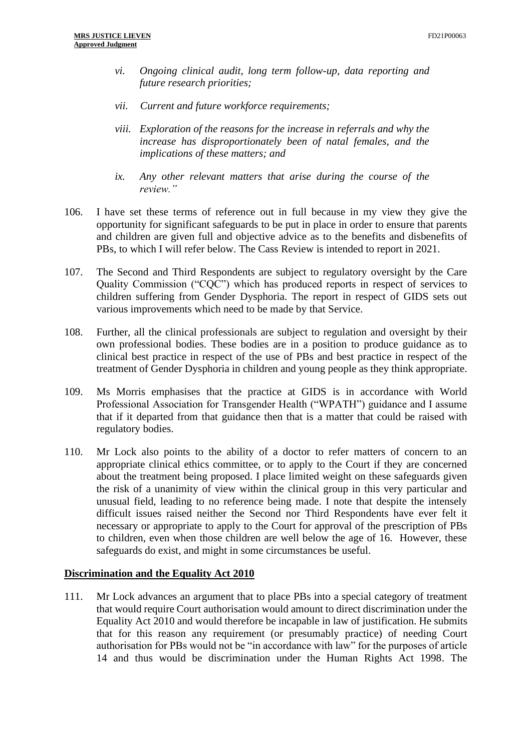*vi. Ongoing clinical audit, long term follow-up, data reporting and future research priorities;*

*vii. Current and future workforce requirements;*

*viii. Exploration of the reasons for the increase in referrals and why the increase has disproportionately been of natal females, and the implications of these matters; and*

*ix. Any other relevant matters that arise during the course of the review."*

106. I have set these terms of reference out in full because in my view they give the opportunity for significant safeguards to be put in place in order to ensure that parents and children are given full and objective advice as to the benefits and disbenefits of PBs, to which I will refer below. The Cass Review is intended to report in 2021.

107. The Second and Third Respondents are subject to regulatory oversight by the Care Quality Commission ("CQC") which has produced reports in respect of services to children suffering from Gender Dysphoria. The report in respect of GIDS sets out various improvements which need to be made by that Service.

108. Further, all the clinical professionals are subject to regulation and oversight by their own professional bodies. These bodies are in a position to produce guidance as to clinical best practice in respect of the use of PBs and best practice in respect of the treatment of Gender Dysphoria in children and young people as they think appropriate.

109. Ms Morris emphasises that the practice at GIDS is in accordance with World Professional Association for Transgender Health ("WPATH") guidance and I assume that if it departed from that guidance then that is a matter that could be raised with regulatory bodies.

110. Mr Lock also points to the ability of a doctor to refer matters of concern to an appropriate clinical ethics committee, or to apply to the Court if they are concerned about the treatment being proposed. I place limited weight on these safeguards given the risk of a unanimity of view within the clinical group in this very particular and unusual field, leading to no reference being made. I note that despite the intensely difficult issues raised neither the Second nor Third Respondents have ever felt it necessary or appropriate to apply to the Court for approval of the prescription of PBs to children, even when those children are well below the age of 16. However, these safeguards do exist, and might in some circumstances be useful.

## Discrimination and the Equality Act 2010

111. Mr Lock advances an argument that to place PBs into a special category of treatment that would require Court authorisation would amount to direct discrimination under the Equality Act 2010 and would therefore be incapable in law of justification. He submits that for this reason any requirement (or presumably practice) of needing Court authorisation for PBs would not be "in accordance with law" for the purposes of article 14 and thus would be discrimination under the Human Rights Act 1998. The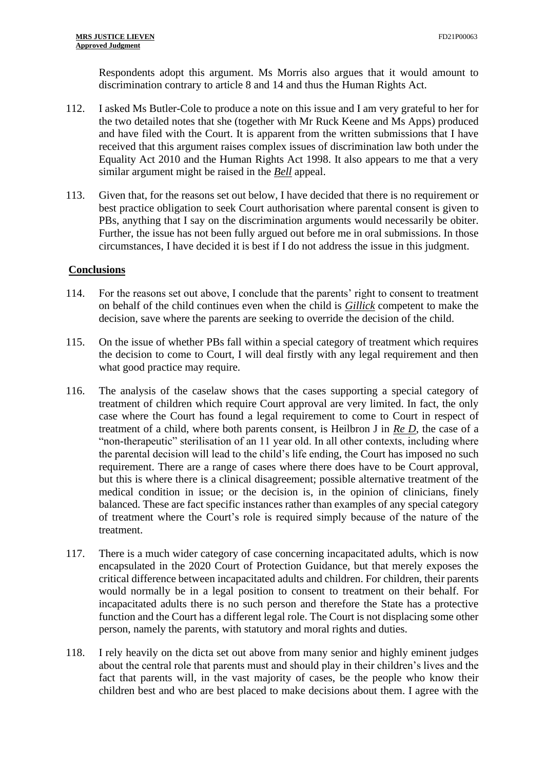Respondents adopt this argument. Ms Morris also argues that it would amount to discrimination contrary to article 8 and 14 and thus the Human Rights Act.

112. I asked Ms Butler-Cole to produce a note on this issue and I am very grateful to her for the two detailed notes that she (together with Mr Ruck Keene and Ms Apps) produced and have filed with the Court. It is apparent from the written submissions that I have received that this argument raises complex issues of discrimination law both under the Equality Act 2010 and the Human Rights Act 1998. It also appears to me that a very similar argument might be raised in the ***Bell*** appeal.

113. Given that, for the reasons set out below, I have decided that there is no requirement or best practice obligation to seek Court authorisation where parental consent is given to PBs, anything that I say on the discrimination arguments would necessarily be obiter. Further, the issue has not been fully argued out before me in oral submissions. In those circumstances, I have decided it is best if I do not address the issue in this judgment.

## Conclusions

114. For the reasons set out above, I conclude that the parents' right to consent to treatment on behalf of the child continues even when the child is ***Gillick*** competent to make the decision, save where the parents are seeking to override the decision of the child.

115. On the issue of whether PBs fall within a special category of treatment which requires the decision to come to Court, I will deal firstly with any legal requirement and then what good practice may require.

116. The analysis of the caselaw shows that the cases supporting a special category of treatment of children which require Court approval are very limited. In fact, the only case where the Court has found a legal requirement to come to Court in respect of treatment of a child, where both parents consent, is Heilbron J in ***Re D***, the case of a "non-therapeutic" sterilisation of an 11 year old. In all other contexts, including where the parental decision will lead to the child's life ending, the Court has imposed no such requirement. There are a range of cases where there does have to be Court approval, but this is where there is a clinical disagreement; possible alternative treatment of the medical condition in issue; or the decision is, in the opinion of clinicians, finely balanced. These are fact specific instances rather than examples of any special category of treatment where the Court's role is required simply because of the nature of the treatment.

117. There is a much wider category of case concerning incapacitated adults, which is now encapsulated in the 2020 Court of Protection Guidance, but that merely exposes the critical difference between incapacitated adults and children. For children, their parents would normally be in a legal position to consent to treatment on their behalf. For incapacitated adults there is no such person and therefore the State has a protective function and the Court has a different legal role. The Court is not displacing some other person, namely the parents, with statutory and moral rights and duties.

118. I rely heavily on the dicta set out above from many senior and highly eminent judges about the central role that parents must and should play in their children's lives and the fact that parents will, in the vast majority of cases, be the people who know their children best and who are best placed to make decisions about them. I agree with the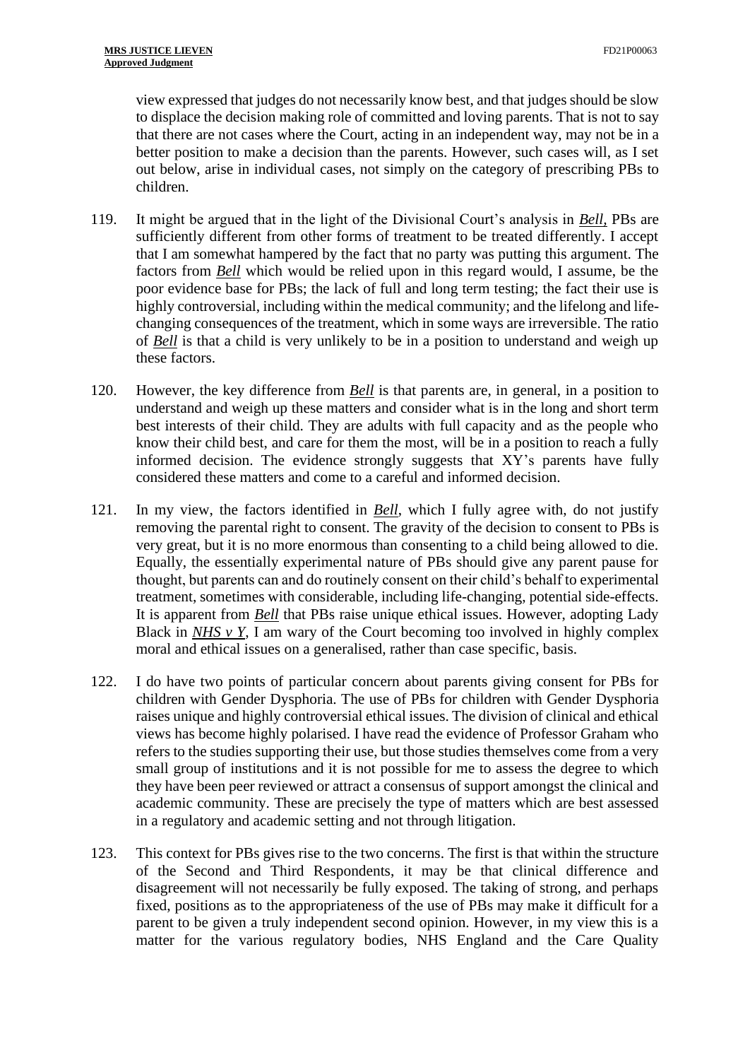view expressed that judges do not necessarily know best, and that judges should be slow to displace the decision making role of committed and loving parents. That is not to say that there are not cases where the Court, acting in an independent way, may not be in a better position to make a decision than the parents. However, such cases will, as I set out below, arise in individual cases, not simply on the category of prescribing PBs to children.

119. It might be argued that in the light of the Divisional Court's analysis in ***Bell***, PBs are sufficiently different from other forms of treatment to be treated differently. I accept that I am somewhat hampered by the fact that no party was putting this argument. The factors from ***Bell*** which would be relied upon in this regard would, I assume, be the poor evidence base for PBs; the lack of full and long term testing; the fact their use is highly controversial, including within the medical community; and the lifelong and life-changing consequences of the treatment, which in some ways are irreversible. The ratio of ***Bell*** is that a child is very unlikely to be in a position to understand and weigh up these factors.

120. However, the key difference from ***Bell*** is that parents are, in general, in a position to understand and weigh up these matters and consider what is in the long and short term best interests of their child. They are adults with full capacity and as the people who know their child best, and care for them the most, will be in a position to reach a fully informed decision. The evidence strongly suggests that XY's parents have fully considered these matters and come to a careful and informed decision.

121. In my view, the factors identified in ***Bell***, which I fully agree with, do not justify removing the parental right to consent. The gravity of the decision to consent to PBs is very great, but it is no more enormous than consenting to a child being allowed to die. Equally, the essentially experimental nature of PBs should give any parent pause for thought, but parents can and do routinely consent on their child's behalf to experimental treatment, sometimes with considerable, including life-changing, potential side-effects. It is apparent from ***Bell*** that PBs raise unique ethical issues. However, adopting Lady Black in ***NHS v Y***, I am wary of the Court becoming too involved in highly complex moral and ethical issues on a generalised, rather than case specific, basis.

122. I do have two points of particular concern about parents giving consent for PBs for children with Gender Dysphoria. The use of PBs for children with Gender Dysphoria raises unique and highly controversial ethical issues. The division of clinical and ethical views has become highly polarised. I have read the evidence of Professor Graham who refers to the studies supporting their use, but those studies themselves come from a very small group of institutions and it is not possible for me to assess the degree to which they have been peer reviewed or attract a consensus of support amongst the clinical and academic community. These are precisely the type of matters which are best assessed in a regulatory and academic setting and not through litigation.

123. This context for PBs gives rise to the two concerns. The first is that within the structure of the Second and Third Respondents, it may be that clinical difference and disagreement will not necessarily be fully exposed. The taking of strong, and perhaps fixed, positions as to the appropriateness of the use of PBs may make it difficult for a parent to be given a truly independent second opinion. However, in my view this is a matter for the various regulatory bodies, NHS England and the Care Quality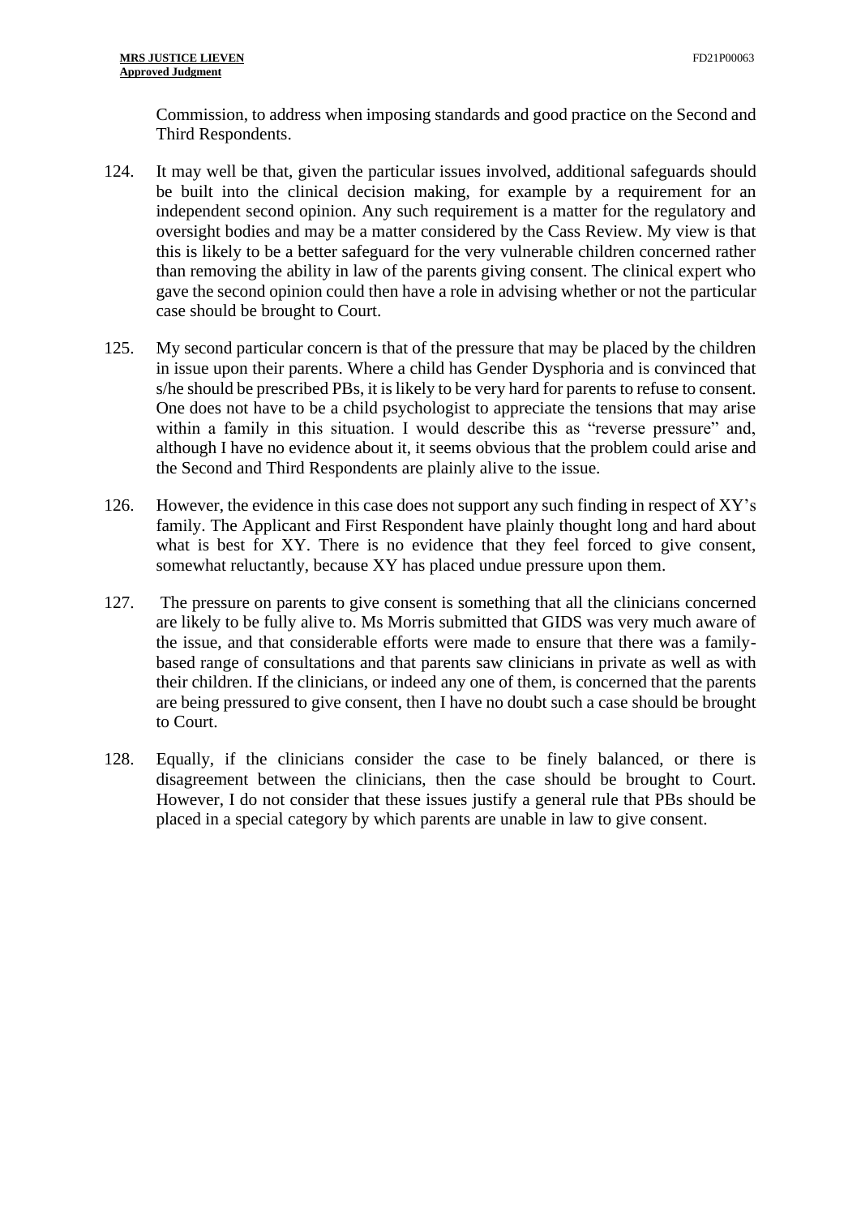Commission, to address when imposing standards and good practice on the Second and Third Respondents.

124. It may well be that, given the particular issues involved, additional safeguards should be built into the clinical decision making, for example by a requirement for an independent second opinion. Any such requirement is a matter for the regulatory and oversight bodies and may be a matter considered by the Cass Review. My view is that this is likely to be a better safeguard for the very vulnerable children concerned rather than removing the ability in law of the parents giving consent. The clinical expert who gave the second opinion could then have a role in advising whether or not the particular case should be brought to Court.

125. My second particular concern is that of the pressure that may be placed by the children in issue upon their parents. Where a child has Gender Dysphoria and is convinced that s/he should be prescribed PBs, it is likely to be very hard for parents to refuse to consent. One does not have to be a child psychologist to appreciate the tensions that may arise within a family in this situation. I would describe this as "reverse pressure" and, although I have no evidence about it, it seems obvious that the problem could arise and the Second and Third Respondents are plainly alive to the issue.

126. However, the evidence in this case does not support any such finding in respect of XY's family. The Applicant and First Respondent have plainly thought long and hard about what is best for XY. There is no evidence that they feel forced to give consent, somewhat reluctantly, because XY has placed undue pressure upon them.

127. The pressure on parents to give consent is something that all the clinicians concerned are likely to be fully alive to. Ms Morris submitted that GIDS was very much aware of the issue, and that considerable efforts were made to ensure that there was a family-based range of consultations and that parents saw clinicians in private as well as with their children. If the clinicians, or indeed any one of them, is concerned that the parents are being pressured to give consent, then I have no doubt such a case should be brought to Court.

128. Equally, if the clinicians consider the case to be finely balanced, or there is disagreement between the clinicians, then the case should be brought to Court. However, I do not consider that these issues justify a general rule that PBs should be placed in a special category by which parents are unable in law to give consent.